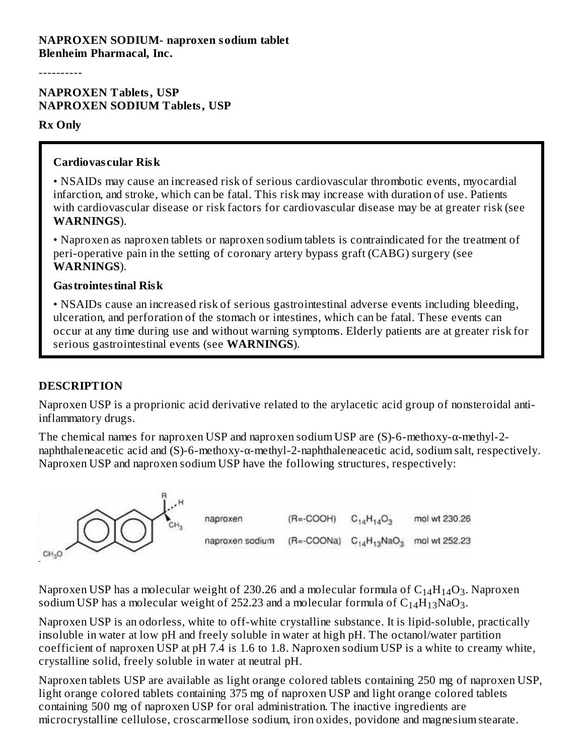**NAPROXEN SODIUM- naproxen sodium tablet**
**Blenheim Pharmacal, Inc.**

----------

**NAPROXEN Tablets, USP**
**NAPROXEN SODIUM Tablets, USP**

**Rx Only**

**Cardiovascular Risk**

• NSAIDs may cause an increased risk of serious cardiovascular thrombotic events, myocardial infarction, and stroke, which can be fatal. This risk may increase with duration of use. Patients with cardiovascular disease or risk factors for cardiovascular disease may be at greater risk (see **WARNINGS**).

• Naproxen as naproxen tablets or naproxen sodium tablets is contraindicated for the treatment of peri-operative pain in the setting of coronary artery bypass graft (CABG) surgery (see **WARNINGS**).

**Gastrointestinal Risk**

• NSAIDs cause an increased risk of serious gastrointestinal adverse events including bleeding, ulceration, and perforation of the stomach or intestines, which can be fatal. These events can occur at any time during use and without warning symptoms. Elderly patients are at greater risk for serious gastrointestinal events (see **WARNINGS**).

## DESCRIPTION

Naproxen USP is a proprionic acid derivative related to the arylacetic acid group of nonsteroidal anti-inflammatory drugs.

The chemical names for naproxen USP and naproxen sodium USP are (S)-6-methoxy-α-methyl-2-naphthaleneacetic acid and (S)-6-methoxy-α-methyl-2-naphthaleneacetic acid, sodium salt, respectively. Naproxen USP and naproxen sodium USP have the following structures, respectively:

| | | | |
|---|---|---|---|
| naproxen | (R=-COOH) | $C_{14}H_{14}O_3$ | mol wt 230.26 |
| naproxen sodium | (R=-COONa) | $C_{14}H_{13}NaO_3$ | mol wt 252.23 |

Naproxen USP has a molecular weight of 230.26 and a molecular formula of $C_{14}H_{14}O_3$. Naproxen sodium USP has a molecular weight of 252.23 and a molecular formula of $C_{14}H_{13}NaO_3$.

Naproxen USP is an odorless, white to off-white crystalline substance. It is lipid-soluble, practically insoluble in water at low pH and freely soluble in water at high pH. The octanol/water partition coefficient of naproxen USP at pH 7.4 is 1.6 to 1.8. Naproxen sodium USP is a white to creamy white, crystalline solid, freely soluble in water at neutral pH.

Naproxen tablets USP are available as light orange colored tablets containing 250 mg of naproxen USP, light orange colored tablets containing 375 mg of naproxen USP and light orange colored tablets containing 500 mg of naproxen USP for oral administration. The inactive ingredients are microcrystalline cellulose, croscarmellose sodium, iron oxides, povidone and magnesium stearate.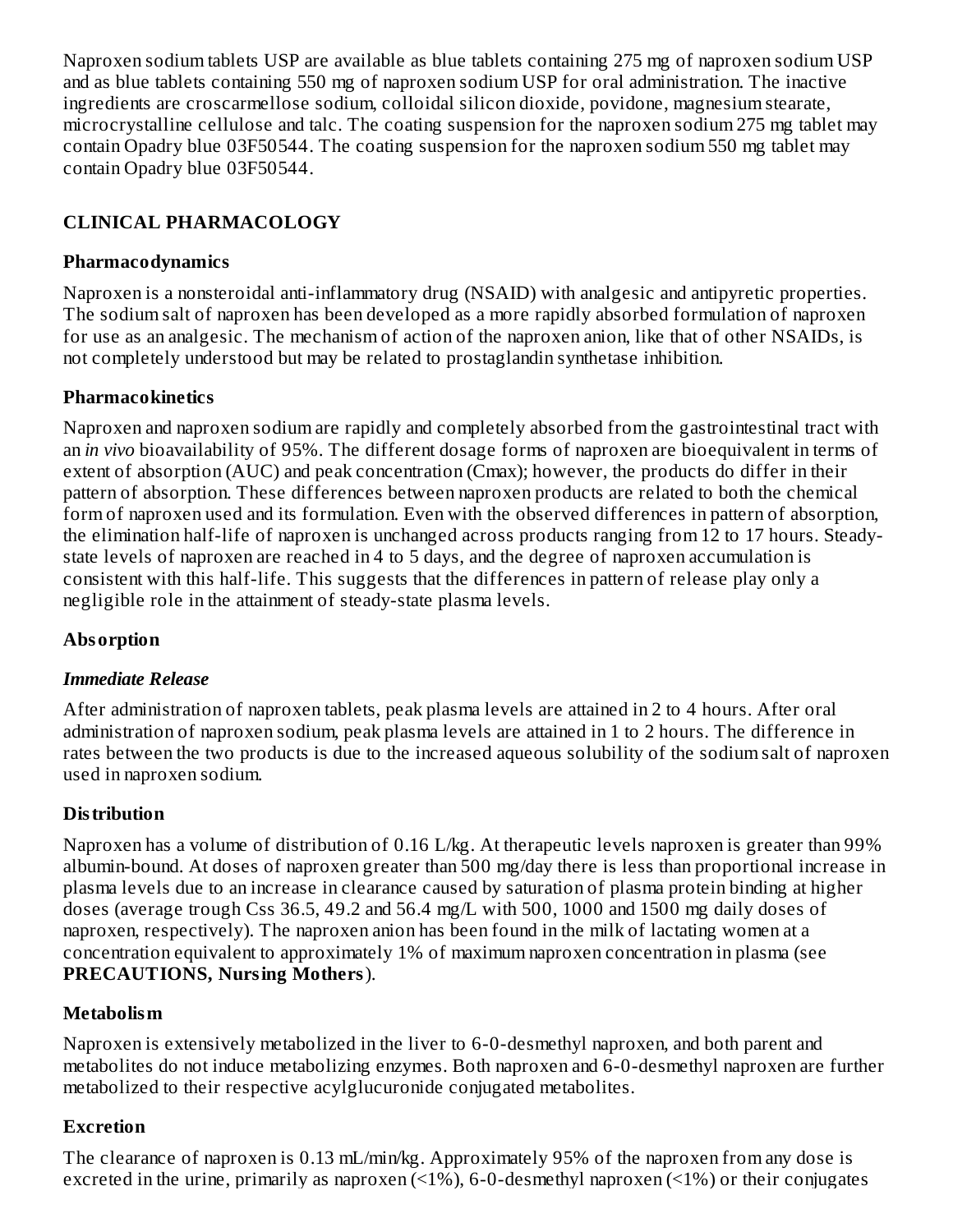Naproxen sodium tablets USP are available as blue tablets containing 275 mg of naproxen sodium USP and as blue tablets containing 550 mg of naproxen sodium USP for oral administration. The inactive ingredients are croscarmellose sodium, colloidal silicon dioxide, povidone, magnesium stearate, microcrystalline cellulose and talc. The coating suspension for the naproxen sodium 275 mg tablet may contain Opadry blue 03F50544. The coating suspension for the naproxen sodium 550 mg tablet may contain Opadry blue 03F50544.

## CLINICAL PHARMACOLOGY

### Pharmacodynamics

Naproxen is a nonsteroidal anti-inflammatory drug (NSAID) with analgesic and antipyretic properties. The sodium salt of naproxen has been developed as a more rapidly absorbed formulation of naproxen for use as an analgesic. The mechanism of action of the naproxen anion, like that of other NSAIDs, is not completely understood but may be related to prostaglandin synthetase inhibition.

### Pharmacokinetics

Naproxen and naproxen sodium are rapidly and completely absorbed from the gastrointestinal tract with an *in vivo* bioavailability of 95%. The different dosage forms of naproxen are bioequivalent in terms of extent of absorption (AUC) and peak concentration (Cmax); however, the products do differ in their pattern of absorption. These differences between naproxen products are related to both the chemical form of naproxen used and its formulation. Even with the observed differences in pattern of absorption, the elimination half-life of naproxen is unchanged across products ranging from 12 to 17 hours. Steady-state levels of naproxen are reached in 4 to 5 days, and the degree of naproxen accumulation is consistent with this half-life. This suggests that the differences in pattern of release play only a negligible role in the attainment of steady-state plasma levels.

### Absorption

***Immediate Release***

After administration of naproxen tablets, peak plasma levels are attained in 2 to 4 hours. After oral administration of naproxen sodium, peak plasma levels are attained in 1 to 2 hours. The difference in rates between the two products is due to the increased aqueous solubility of the sodium salt of naproxen used in naproxen sodium.

### Distribution

Naproxen has a volume of distribution of 0.16 L/kg. At therapeutic levels naproxen is greater than 99% albumin-bound. At doses of naproxen greater than 500 mg/day there is less than proportional increase in plasma levels due to an increase in clearance caused by saturation of plasma protein binding at higher doses (average trough Css 36.5, 49.2 and 56.4 mg/L with 500, 1000 and 1500 mg daily doses of naproxen, respectively). The naproxen anion has been found in the milk of lactating women at a concentration equivalent to approximately 1% of maximum naproxen concentration in plasma (see **PRECAUTIONS, Nursing Mothers**).

### Metabolism

Naproxen is extensively metabolized in the liver to 6-0-desmethyl naproxen, and both parent and metabolites do not induce metabolizing enzymes. Both naproxen and 6-0-desmethyl naproxen are further metabolized to their respective acylglucuronide conjugated metabolites.

### Excretion

The clearance of naproxen is 0.13 mL/min/kg. Approximately 95% of the naproxen from any dose is excreted in the urine, primarily as naproxen (<1%), 6-0-desmethyl naproxen (<1%) or their conjugates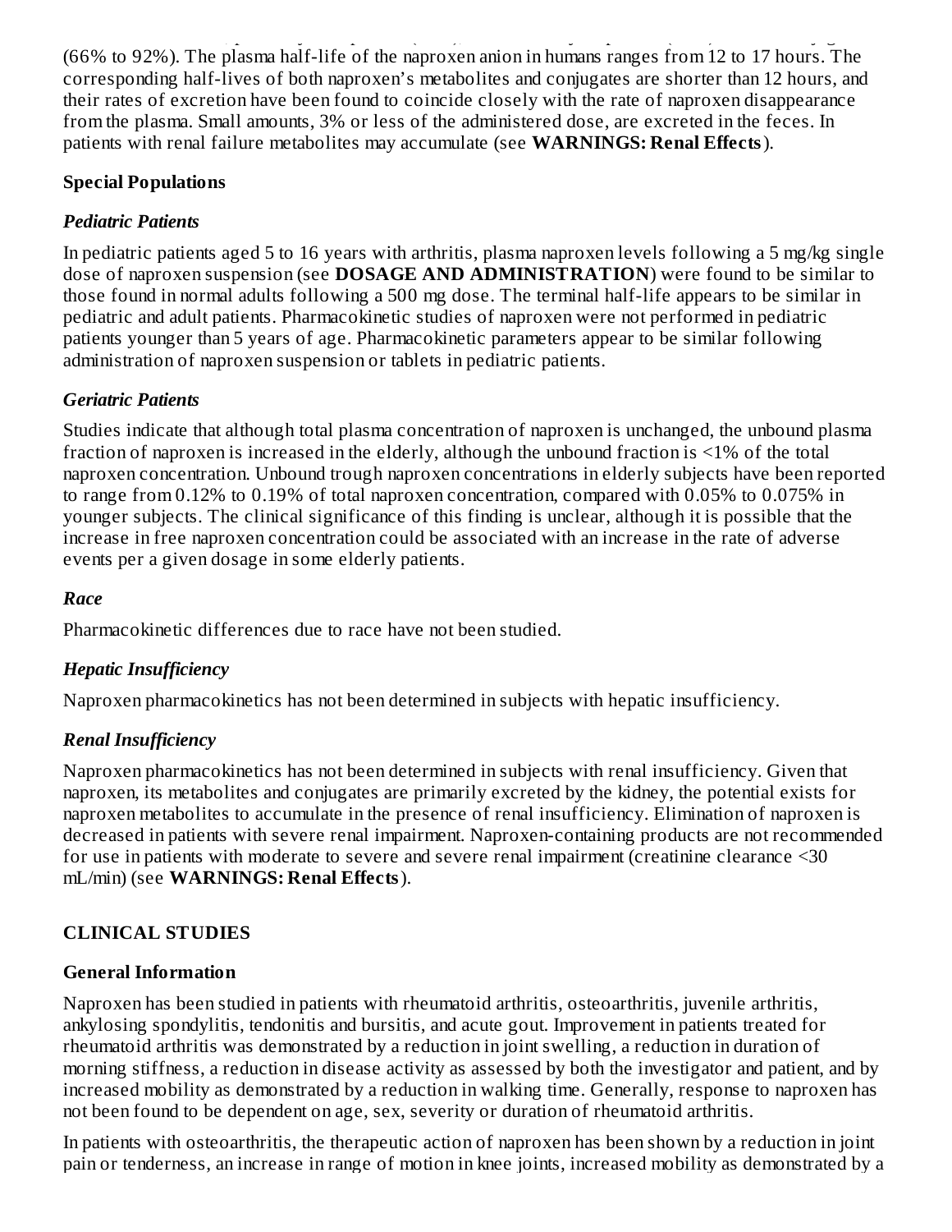(66% to 92%). The plasma half-life of the naproxen anion in humans ranges from 12 to 17 hours. The corresponding half-lives of both naproxen's metabolites and conjugates are shorter than 12 hours, and their rates of excretion have been found to coincide closely with the rate of naproxen disappearance from the plasma. Small amounts, 3% or less of the administered dose, are excreted in the feces. In patients with renal failure metabolites may accumulate (see **WARNINGS: Renal Effects**).

**Special Populations**

***Pediatric Patients***

In pediatric patients aged 5 to 16 years with arthritis, plasma naproxen levels following a 5 mg/kg single dose of naproxen suspension (see **DOSAGE AND ADMINISTRATION**) were found to be similar to those found in normal adults following a 500 mg dose. The terminal half-life appears to be similar in pediatric and adult patients. Pharmacokinetic studies of naproxen were not performed in pediatric patients younger than 5 years of age. Pharmacokinetic parameters appear to be similar following administration of naproxen suspension or tablets in pediatric patients.

***Geriatric Patients***

Studies indicate that although total plasma concentration of naproxen is unchanged, the unbound plasma fraction of naproxen is increased in the elderly, although the unbound fraction is <1% of the total naproxen concentration. Unbound trough naproxen concentrations in elderly subjects have been reported to range from 0.12% to 0.19% of total naproxen concentration, compared with 0.05% to 0.075% in younger subjects. The clinical significance of this finding is unclear, although it is possible that the increase in free naproxen concentration could be associated with an increase in the rate of adverse events per a given dosage in some elderly patients.

***Race***

Pharmacokinetic differences due to race have not been studied.

***Hepatic Insufficiency***

Naproxen pharmacokinetics has not been determined in subjects with hepatic insufficiency.

***Renal Insufficiency***

Naproxen pharmacokinetics has not been determined in subjects with renal insufficiency. Given that naproxen, its metabolites and conjugates are primarily excreted by the kidney, the potential exists for naproxen metabolites to accumulate in the presence of renal insufficiency. Elimination of naproxen is decreased in patients with severe renal impairment. Naproxen-containing products are not recommended for use in patients with moderate to severe and severe renal impairment (creatinine clearance <30 mL/min) (see **WARNINGS: Renal Effects**).

## CLINICAL STUDIES

**General Information**

Naproxen has been studied in patients with rheumatoid arthritis, osteoarthritis, juvenile arthritis, ankylosing spondylitis, tendonitis and bursitis, and acute gout. Improvement in patients treated for rheumatoid arthritis was demonstrated by a reduction in joint swelling, a reduction in duration of morning stiffness, a reduction in disease activity as assessed by both the investigator and patient, and by increased mobility as demonstrated by a reduction in walking time. Generally, response to naproxen has not been found to be dependent on age, sex, severity or duration of rheumatoid arthritis.

In patients with osteoarthritis, the therapeutic action of naproxen has been shown by a reduction in joint pain or tenderness, an increase in range of motion in knee joints, increased mobility as demonstrated by a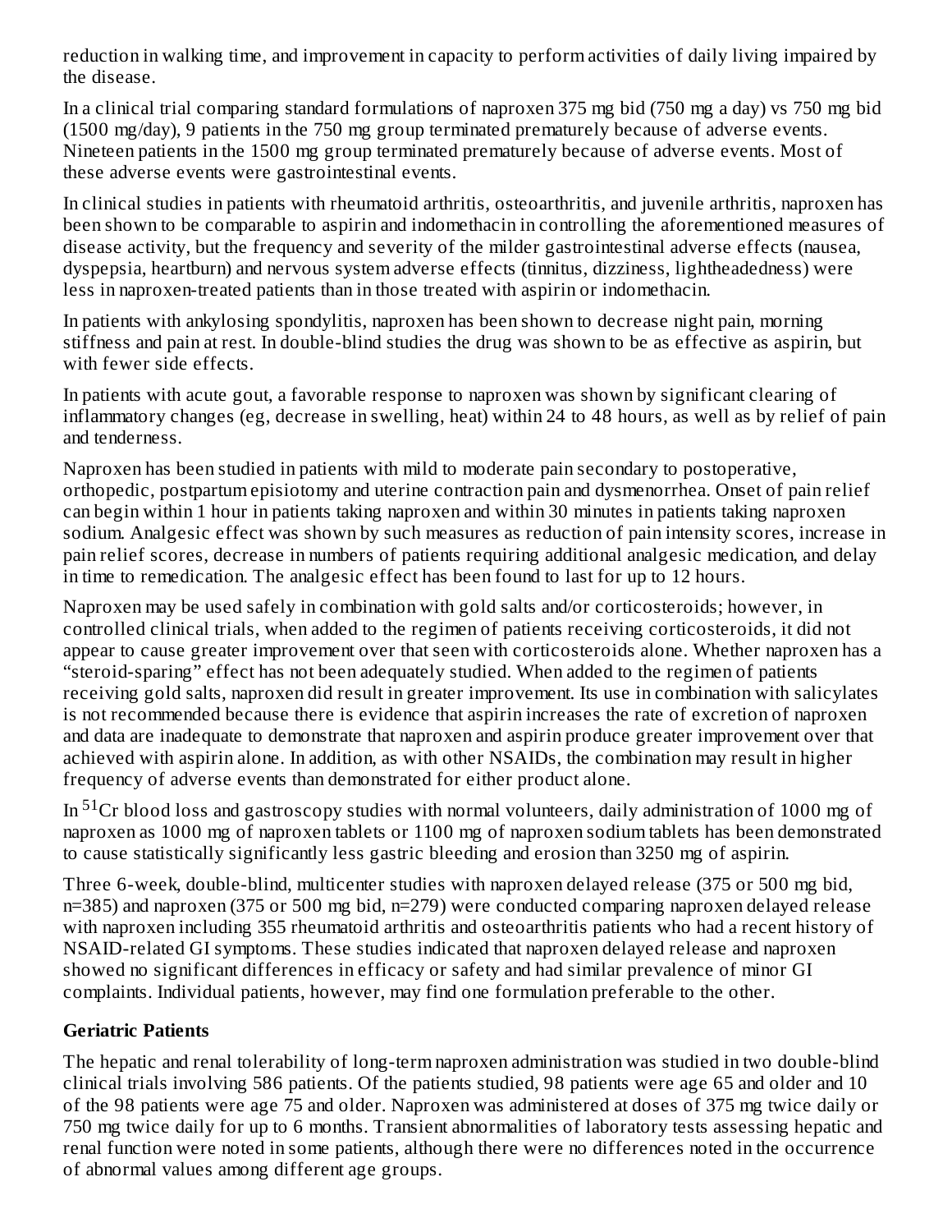reduction in walking time, and improvement in capacity to perform activities of daily living impaired by the disease.

In a clinical trial comparing standard formulations of naproxen 375 mg bid (750 mg a day) vs 750 mg bid (1500 mg/day), 9 patients in the 750 mg group terminated prematurely because of adverse events. Nineteen patients in the 1500 mg group terminated prematurely because of adverse events. Most of these adverse events were gastrointestinal events.

In clinical studies in patients with rheumatoid arthritis, osteoarthritis, and juvenile arthritis, naproxen has been shown to be comparable to aspirin and indomethacin in controlling the aforementioned measures of disease activity, but the frequency and severity of the milder gastrointestinal adverse effects (nausea, dyspepsia, heartburn) and nervous system adverse effects (tinnitus, dizziness, lightheadedness) were less in naproxen-treated patients than in those treated with aspirin or indomethacin.

In patients with ankylosing spondylitis, naproxen has been shown to decrease night pain, morning stiffness and pain at rest. In double-blind studies the drug was shown to be as effective as aspirin, but with fewer side effects.

In patients with acute gout, a favorable response to naproxen was shown by significant clearing of inflammatory changes (eg, decrease in swelling, heat) within 24 to 48 hours, as well as by relief of pain and tenderness.

Naproxen has been studied in patients with mild to moderate pain secondary to postoperative, orthopedic, postpartum episiotomy and uterine contraction pain and dysmenorrhea. Onset of pain relief can begin within 1 hour in patients taking naproxen and within 30 minutes in patients taking naproxen sodium. Analgesic effect was shown by such measures as reduction of pain intensity scores, increase in pain relief scores, decrease in numbers of patients requiring additional analgesic medication, and delay in time to remedication. The analgesic effect has been found to last for up to 12 hours.

Naproxen may be used safely in combination with gold salts and/or corticosteroids; however, in controlled clinical trials, when added to the regimen of patients receiving corticosteroids, it did not appear to cause greater improvement over that seen with corticosteroids alone. Whether naproxen has a "steroid-sparing" effect has not been adequately studied. When added to the regimen of patients receiving gold salts, naproxen did result in greater improvement. Its use in combination with salicylates is not recommended because there is evidence that aspirin increases the rate of excretion of naproxen and data are inadequate to demonstrate that naproxen and aspirin produce greater improvement over that achieved with aspirin alone. In addition, as with other NSAIDs, the combination may result in higher frequency of adverse events than demonstrated for either product alone.

In $^{51}Cr$ blood loss and gastroscopy studies with normal volunteers, daily administration of 1000 mg of naproxen as 1000 mg of naproxen tablets or 1100 mg of naproxen sodium tablets has been demonstrated to cause statistically significantly less gastric bleeding and erosion than 3250 mg of aspirin.

Three 6-week, double-blind, multicenter studies with naproxen delayed release (375 or 500 mg bid, n=385) and naproxen (375 or 500 mg bid, n=279) were conducted comparing naproxen delayed release with naproxen including 355 rheumatoid arthritis and osteoarthritis patients who had a recent history of NSAID-related GI symptoms. These studies indicated that naproxen delayed release and naproxen showed no significant differences in efficacy or safety and had similar prevalence of minor GI complaints. Individual patients, however, may find one formulation preferable to the other.

**Geriatric Patients**

The hepatic and renal tolerability of long-term naproxen administration was studied in two double-blind clinical trials involving 586 patients. Of the patients studied, 98 patients were age 65 and older and 10 of the 98 patients were age 75 and older. Naproxen was administered at doses of 375 mg twice daily or 750 mg twice daily for up to 6 months. Transient abnormalities of laboratory tests assessing hepatic and renal function were noted in some patients, although there were no differences noted in the occurrence of abnormal values among different age groups.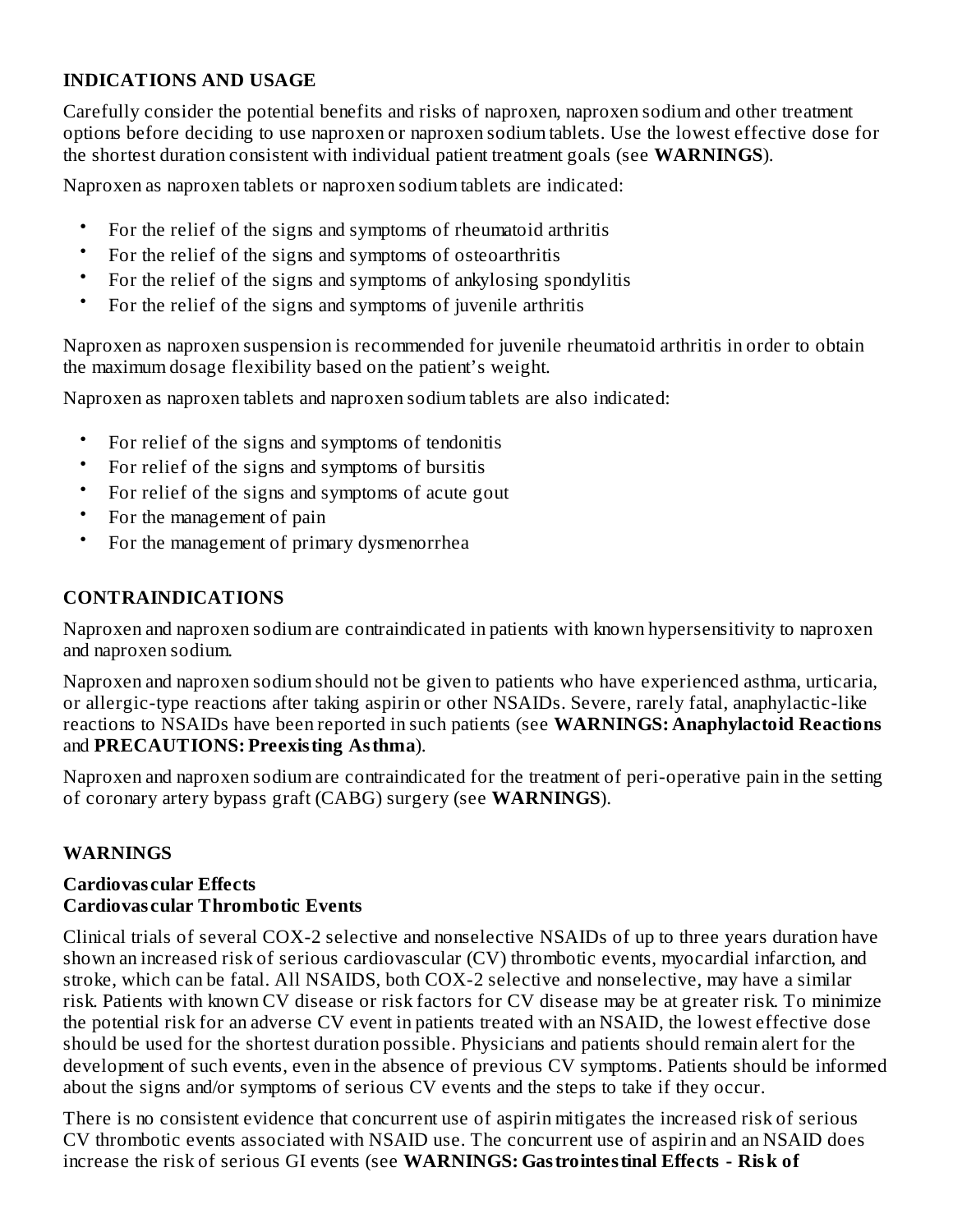## INDICATIONS AND USAGE

Carefully consider the potential benefits and risks of naproxen, naproxen sodium and other treatment options before deciding to use naproxen or naproxen sodium tablets. Use the lowest effective dose for the shortest duration consistent with individual patient treatment goals (see **WARNINGS**).

Naproxen as naproxen tablets or naproxen sodium tablets are indicated:

- For the relief of the signs and symptoms of rheumatoid arthritis
- For the relief of the signs and symptoms of osteoarthritis
- For the relief of the signs and symptoms of ankylosing spondylitis
- For the relief of the signs and symptoms of juvenile arthritis

Naproxen as naproxen suspension is recommended for juvenile rheumatoid arthritis in order to obtain the maximum dosage flexibility based on the patient's weight.

Naproxen as naproxen tablets and naproxen sodium tablets are also indicated:

- For relief of the signs and symptoms of tendonitis
- For relief of the signs and symptoms of bursitis
- For relief of the signs and symptoms of acute gout
- For the management of pain
- For the management of primary dysmenorrhea

## CONTRAINDICATIONS

Naproxen and naproxen sodium are contraindicated in patients with known hypersensitivity to naproxen and naproxen sodium.

Naproxen and naproxen sodium should not be given to patients who have experienced asthma, urticaria, or allergic-type reactions after taking aspirin or other NSAIDs. Severe, rarely fatal, anaphylactic-like reactions to NSAIDs have been reported in such patients (see **WARNINGS: Anaphylactoid Reactions** and **PRECAUTIONS: Preexisting Asthma**).

Naproxen and naproxen sodium are contraindicated for the treatment of peri-operative pain in the setting of coronary artery bypass graft (CABG) surgery (see **WARNINGS**).

## WARNINGS

### Cardiovascular Effects

### Cardiovascular Thrombotic Events

Clinical trials of several COX-2 selective and nonselective NSAIDs of up to three years duration have shown an increased risk of serious cardiovascular (CV) thrombotic events, myocardial infarction, and stroke, which can be fatal. All NSAIDS, both COX-2 selective and nonselective, may have a similar risk. Patients with known CV disease or risk factors for CV disease may be at greater risk. To minimize the potential risk for an adverse CV event in patients treated with an NSAID, the lowest effective dose should be used for the shortest duration possible. Physicians and patients should remain alert for the development of such events, even in the absence of previous CV symptoms. Patients should be informed about the signs and/or symptoms of serious CV events and the steps to take if they occur.

There is no consistent evidence that concurrent use of aspirin mitigates the increased risk of serious CV thrombotic events associated with NSAID use. The concurrent use of aspirin and an NSAID does increase the risk of serious GI events (see **WARNINGS: Gastrointestinal Effects - Risk of**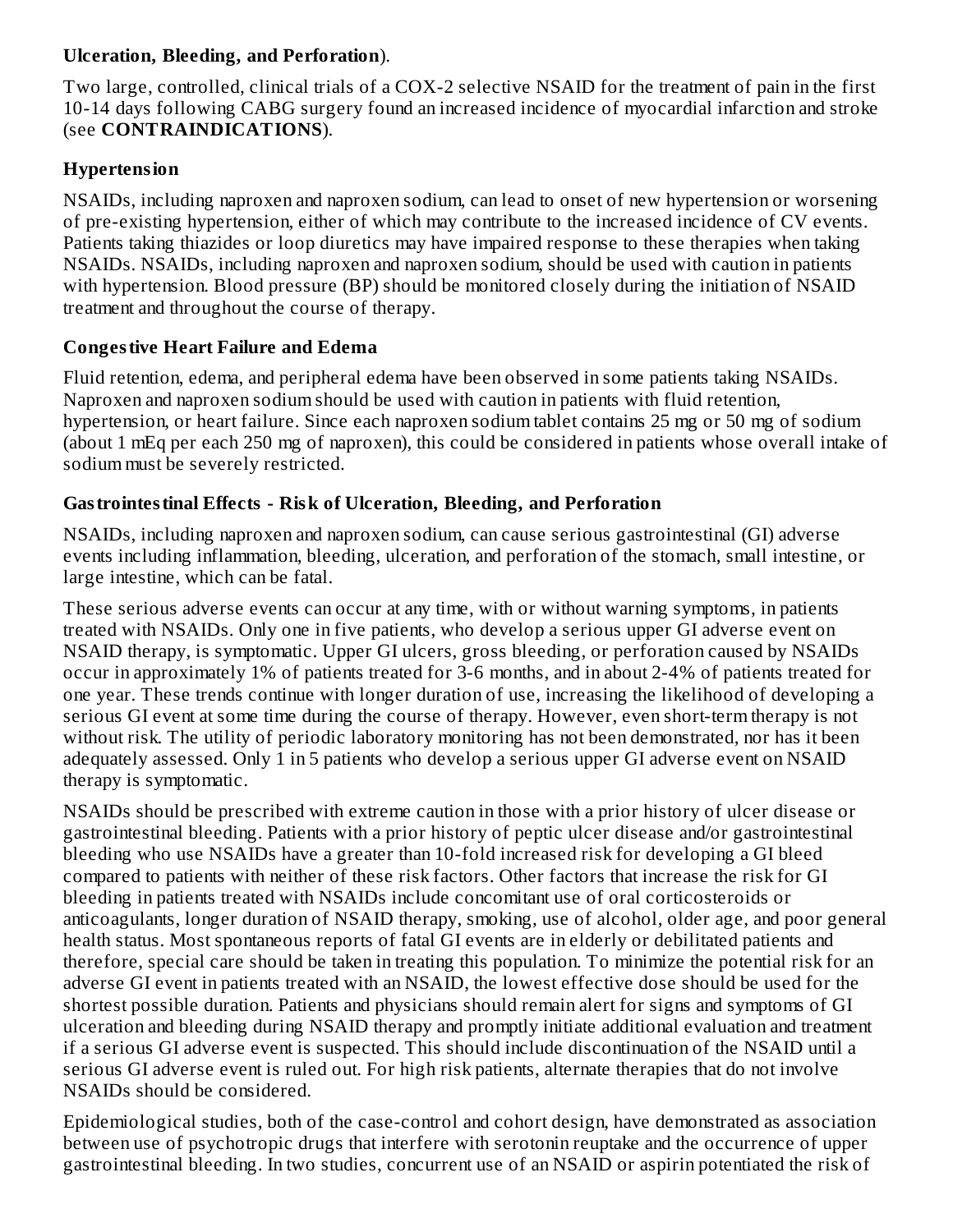**Ulceration, Bleeding, and Perforation**).

Two large, controlled, clinical trials of a COX-2 selective NSAID for the treatment of pain in the first 10-14 days following CABG surgery found an increased incidence of myocardial infarction and stroke (see **CONTRAINDICATIONS**).

### Hypertension

NSAIDs, including naproxen and naproxen sodium, can lead to onset of new hypertension or worsening of pre-existing hypertension, either of which may contribute to the increased incidence of CV events. Patients taking thiazides or loop diuretics may have impaired response to these therapies when taking NSAIDs. NSAIDs, including naproxen and naproxen sodium, should be used with caution in patients with hypertension. Blood pressure (BP) should be monitored closely during the initiation of NSAID treatment and throughout the course of therapy.

### Congestive Heart Failure and Edema

Fluid retention, edema, and peripheral edema have been observed in some patients taking NSAIDs. Naproxen and naproxen sodium should be used with caution in patients with fluid retention, hypertension, or heart failure. Since each naproxen sodium tablet contains 25 mg or 50 mg of sodium (about 1 mEq per each 250 mg of naproxen), this could be considered in patients whose overall intake of sodium must be severely restricted.

### Gastrointestinal Effects - Risk of Ulceration, Bleeding, and Perforation

NSAIDs, including naproxen and naproxen sodium, can cause serious gastrointestinal (GI) adverse events including inflammation, bleeding, ulceration, and perforation of the stomach, small intestine, or large intestine, which can be fatal.

These serious adverse events can occur at any time, with or without warning symptoms, in patients treated with NSAIDs. Only one in five patients, who develop a serious upper GI adverse event on NSAID therapy, is symptomatic. Upper GI ulcers, gross bleeding, or perforation caused by NSAIDs occur in approximately 1% of patients treated for 3-6 months, and in about 2-4% of patients treated for one year. These trends continue with longer duration of use, increasing the likelihood of developing a serious GI event at some time during the course of therapy. However, even short-term therapy is not without risk. The utility of periodic laboratory monitoring has not been demonstrated, nor has it been adequately assessed. Only 1 in 5 patients who develop a serious upper GI adverse event on NSAID therapy is symptomatic.

NSAIDs should be prescribed with extreme caution in those with a prior history of ulcer disease or gastrointestinal bleeding. Patients with a prior history of peptic ulcer disease and/or gastrointestinal bleeding who use NSAIDs have a greater than 10-fold increased risk for developing a GI bleed compared to patients with neither of these risk factors. Other factors that increase the risk for GI bleeding in patients treated with NSAIDs include concomitant use of oral corticosteroids or anticoagulants, longer duration of NSAID therapy, smoking, use of alcohol, older age, and poor general health status. Most spontaneous reports of fatal GI events are in elderly or debilitated patients and therefore, special care should be taken in treating this population. To minimize the potential risk for an adverse GI event in patients treated with an NSAID, the lowest effective dose should be used for the shortest possible duration. Patients and physicians should remain alert for signs and symptoms of GI ulceration and bleeding during NSAID therapy and promptly initiate additional evaluation and treatment if a serious GI adverse event is suspected. This should include discontinuation of the NSAID until a serious GI adverse event is ruled out. For high risk patients, alternate therapies that do not involve NSAIDs should be considered.

Epidemiological studies, both of the case-control and cohort design, have demonstrated as association between use of psychotropic drugs that interfere with serotonin reuptake and the occurrence of upper gastrointestinal bleeding. In two studies, concurrent use of an NSAID or aspirin potentiated the risk of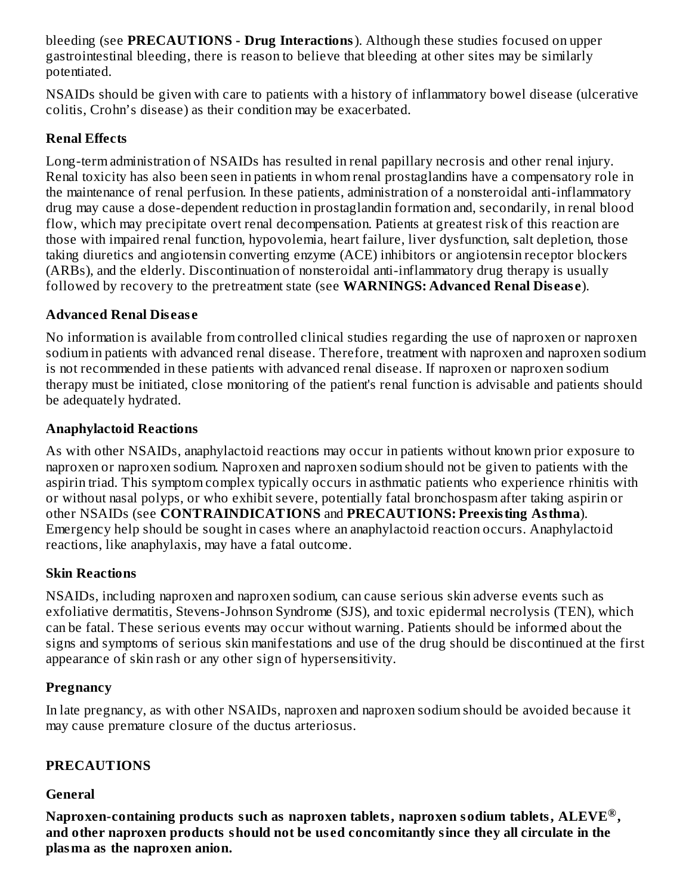bleeding (see **PRECAUTIONS - Drug Interactions**). Although these studies focused on upper gastrointestinal bleeding, there is reason to believe that bleeding at other sites may be similarly potentiated.

NSAIDs should be given with care to patients with a history of inflammatory bowel disease (ulcerative colitis, Crohn's disease) as their condition may be exacerbated.

### Renal Effects

Long-term administration of NSAIDs has resulted in renal papillary necrosis and other renal injury. Renal toxicity has also been seen in patients in whom renal prostaglandins have a compensatory role in the maintenance of renal perfusion. In these patients, administration of a nonsteroidal anti-inflammatory drug may cause a dose-dependent reduction in prostaglandin formation and, secondarily, in renal blood flow, which may precipitate overt renal decompensation. Patients at greatest risk of this reaction are those with impaired renal function, hypovolemia, heart failure, liver dysfunction, salt depletion, those taking diuretics and angiotensin converting enzyme (ACE) inhibitors or angiotensin receptor blockers (ARBs), and the elderly. Discontinuation of nonsteroidal anti-inflammatory drug therapy is usually followed by recovery to the pretreatment state (see **WARNINGS: Advanced Renal Disease**).

### Advanced Renal Disease

No information is available from controlled clinical studies regarding the use of naproxen or naproxen sodium in patients with advanced renal disease. Therefore, treatment with naproxen and naproxen sodium is not recommended in these patients with advanced renal disease. If naproxen or naproxen sodium therapy must be initiated, close monitoring of the patient's renal function is advisable and patients should be adequately hydrated.

### Anaphylactoid Reactions

As with other NSAIDs, anaphylactoid reactions may occur in patients without known prior exposure to naproxen or naproxen sodium. Naproxen and naproxen sodium should not be given to patients with the aspirin triad. This symptom complex typically occurs in asthmatic patients who experience rhinitis with or without nasal polyps, or who exhibit severe, potentially fatal bronchospasm after taking aspirin or other NSAIDs (see **CONTRAINDICATIONS** and **PRECAUTIONS: Preexisting Asthma**). Emergency help should be sought in cases where an anaphylactoid reaction occurs. Anaphylactoid reactions, like anaphylaxis, may have a fatal outcome.

### Skin Reactions

NSAIDs, including naproxen and naproxen sodium, can cause serious skin adverse events such as exfoliative dermatitis, Stevens-Johnson Syndrome (SJS), and toxic epidermal necrolysis (TEN), which can be fatal. These serious events may occur without warning. Patients should be informed about the signs and symptoms of serious skin manifestations and use of the drug should be discontinued at the first appearance of skin rash or any other sign of hypersensitivity.

### Pregnancy

In late pregnancy, as with other NSAIDs, naproxen and naproxen sodium should be avoided because it may cause premature closure of the ductus arteriosus.

## PRECAUTIONS

### General

**Naproxen-containing products such as naproxen tablets, naproxen sodium tablets, ALEVE®, and other naproxen products should not be used concomitantly since they all circulate in the plasma as the naproxen anion.**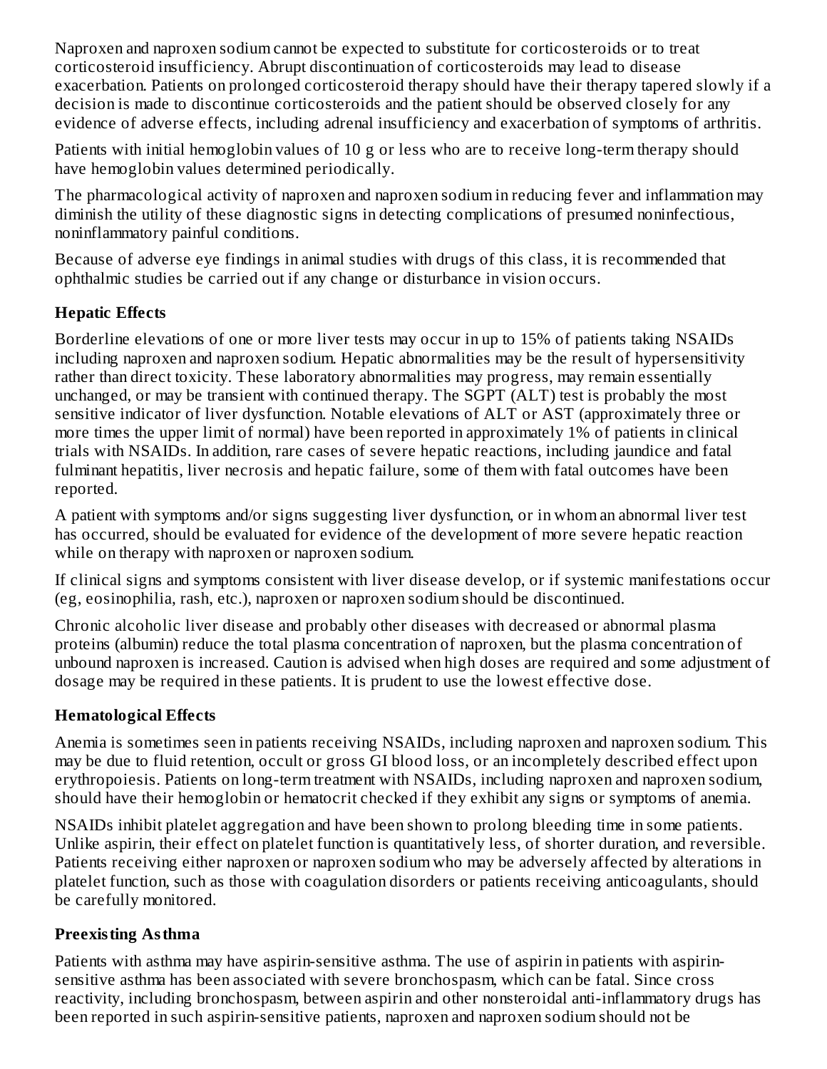Naproxen and naproxen sodium cannot be expected to substitute for corticosteroids or to treat corticosteroid insufficiency. Abrupt discontinuation of corticosteroids may lead to disease exacerbation. Patients on prolonged corticosteroid therapy should have their therapy tapered slowly if a decision is made to discontinue corticosteroids and the patient should be observed closely for any evidence of adverse effects, including adrenal insufficiency and exacerbation of symptoms of arthritis.

Patients with initial hemoglobin values of 10 g or less who are to receive long-term therapy should have hemoglobin values determined periodically.

The pharmacological activity of naproxen and naproxen sodium in reducing fever and inflammation may diminish the utility of these diagnostic signs in detecting complications of presumed noninfectious, noninflammatory painful conditions.

Because of adverse eye findings in animal studies with drugs of this class, it is recommended that ophthalmic studies be carried out if any change or disturbance in vision occurs.

**Hepatic Effects**

Borderline elevations of one or more liver tests may occur in up to 15% of patients taking NSAIDs including naproxen and naproxen sodium. Hepatic abnormalities may be the result of hypersensitivity rather than direct toxicity. These laboratory abnormalities may progress, may remain essentially unchanged, or may be transient with continued therapy. The SGPT (ALT) test is probably the most sensitive indicator of liver dysfunction. Notable elevations of ALT or AST (approximately three or more times the upper limit of normal) have been reported in approximately 1% of patients in clinical trials with NSAIDs. In addition, rare cases of severe hepatic reactions, including jaundice and fatal fulminant hepatitis, liver necrosis and hepatic failure, some of them with fatal outcomes have been reported.

A patient with symptoms and/or signs suggesting liver dysfunction, or in whom an abnormal liver test has occurred, should be evaluated for evidence of the development of more severe hepatic reaction while on therapy with naproxen or naproxen sodium.

If clinical signs and symptoms consistent with liver disease develop, or if systemic manifestations occur (eg, eosinophilia, rash, etc.), naproxen or naproxen sodium should be discontinued.

Chronic alcoholic liver disease and probably other diseases with decreased or abnormal plasma proteins (albumin) reduce the total plasma concentration of naproxen, but the plasma concentration of unbound naproxen is increased. Caution is advised when high doses are required and some adjustment of dosage may be required in these patients. It is prudent to use the lowest effective dose.

**Hematological Effects**

Anemia is sometimes seen in patients receiving NSAIDs, including naproxen and naproxen sodium. This may be due to fluid retention, occult or gross GI blood loss, or an incompletely described effect upon erythropoiesis. Patients on long-term treatment with NSAIDs, including naproxen and naproxen sodium, should have their hemoglobin or hematocrit checked if they exhibit any signs or symptoms of anemia.

NSAIDs inhibit platelet aggregation and have been shown to prolong bleeding time in some patients. Unlike aspirin, their effect on platelet function is quantitatively less, of shorter duration, and reversible. Patients receiving either naproxen or naproxen sodium who may be adversely affected by alterations in platelet function, such as those with coagulation disorders or patients receiving anticoagulants, should be carefully monitored.

**Preexisting Asthma**

Patients with asthma may have aspirin-sensitive asthma. The use of aspirin in patients with aspirin-sensitive asthma has been associated with severe bronchospasm, which can be fatal. Since cross reactivity, including bronchospasm, between aspirin and other nonsteroidal anti-inflammatory drugs has been reported in such aspirin-sensitive patients, naproxen and naproxen sodium should not be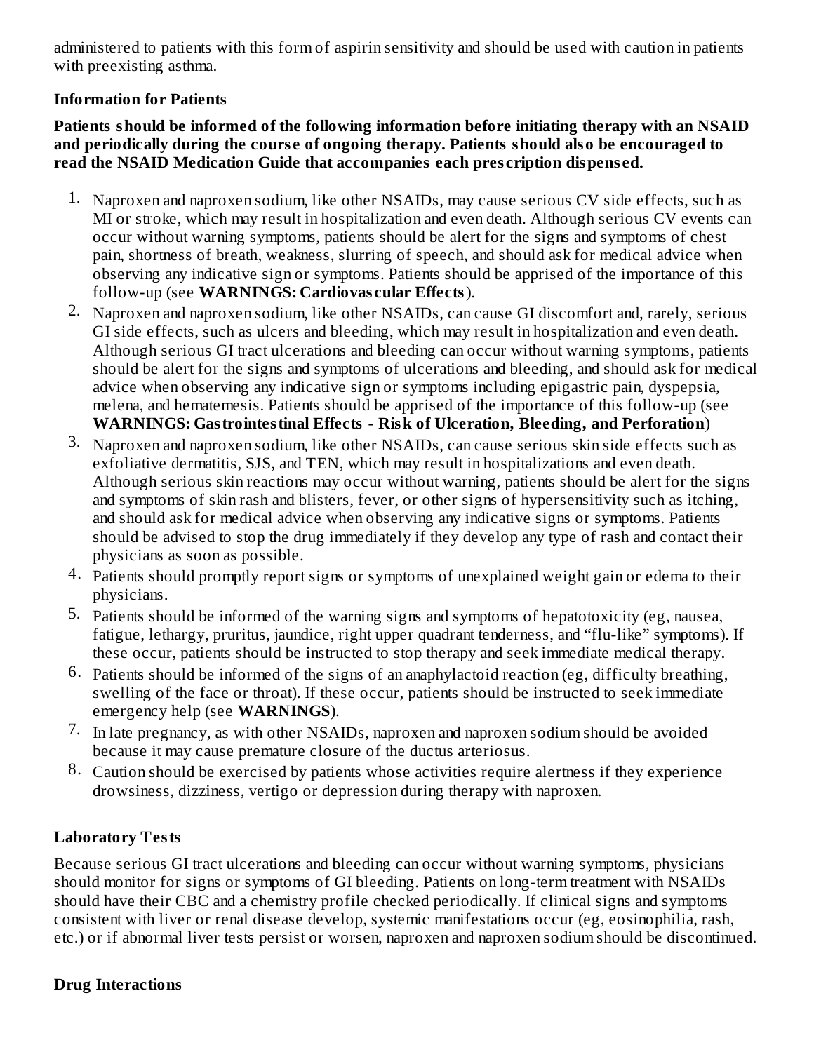administered to patients with this form of aspirin sensitivity and should be used with caution in patients with preexisting asthma.

### Information for Patients

**Patients should be informed of the following information before initiating therapy with an NSAID and periodically during the course of ongoing therapy. Patients should also be encouraged to read the NSAID Medication Guide that accompanies each prescription dispensed.**

1. Naproxen and naproxen sodium, like other NSAIDs, may cause serious CV side effects, such as MI or stroke, which may result in hospitalization and even death. Although serious CV events can occur without warning symptoms, patients should be alert for the signs and symptoms of chest pain, shortness of breath, weakness, slurring of speech, and should ask for medical advice when observing any indicative sign or symptoms. Patients should be apprised of the importance of this follow-up (see **WARNINGS: Cardiovascular Effects**).
2. Naproxen and naproxen sodium, like other NSAIDs, can cause GI discomfort and, rarely, serious GI side effects, such as ulcers and bleeding, which may result in hospitalization and even death. Although serious GI tract ulcerations and bleeding can occur without warning symptoms, patients should be alert for the signs and symptoms of ulcerations and bleeding, and should ask for medical advice when observing any indicative sign or symptoms including epigastric pain, dyspepsia, melena, and hematemesis. Patients should be apprised of the importance of this follow-up (see **WARNINGS: Gastrointestinal Effects - Risk of Ulceration, Bleeding, and Perforation**)
3. Naproxen and naproxen sodium, like other NSAIDs, can cause serious skin side effects such as exfoliative dermatitis, SJS, and TEN, which may result in hospitalizations and even death. Although serious skin reactions may occur without warning, patients should be alert for the signs and symptoms of skin rash and blisters, fever, or other signs of hypersensitivity such as itching, and should ask for medical advice when observing any indicative signs or symptoms. Patients should be advised to stop the drug immediately if they develop any type of rash and contact their physicians as soon as possible.
4. Patients should promptly report signs or symptoms of unexplained weight gain or edema to their physicians.
5. Patients should be informed of the warning signs and symptoms of hepatotoxicity (eg, nausea, fatigue, lethargy, pruritus, jaundice, right upper quadrant tenderness, and "flu-like" symptoms). If these occur, patients should be instructed to stop therapy and seek immediate medical therapy.
6. Patients should be informed of the signs of an anaphylactoid reaction (eg, difficulty breathing, swelling of the face or throat). If these occur, patients should be instructed to seek immediate emergency help (see **WARNINGS**).
7. In late pregnancy, as with other NSAIDs, naproxen and naproxen sodium should be avoided because it may cause premature closure of the ductus arteriosus.
8. Caution should be exercised by patients whose activities require alertness if they experience drowsiness, dizziness, vertigo or depression during therapy with naproxen.

### Laboratory Tests

Because serious GI tract ulcerations and bleeding can occur without warning symptoms, physicians should monitor for signs or symptoms of GI bleeding. Patients on long-term treatment with NSAIDs should have their CBC and a chemistry profile checked periodically. If clinical signs and symptoms consistent with liver or renal disease develop, systemic manifestations occur (eg, eosinophilia, rash, etc.) or if abnormal liver tests persist or worsen, naproxen and naproxen sodium should be discontinued.

### Drug Interactions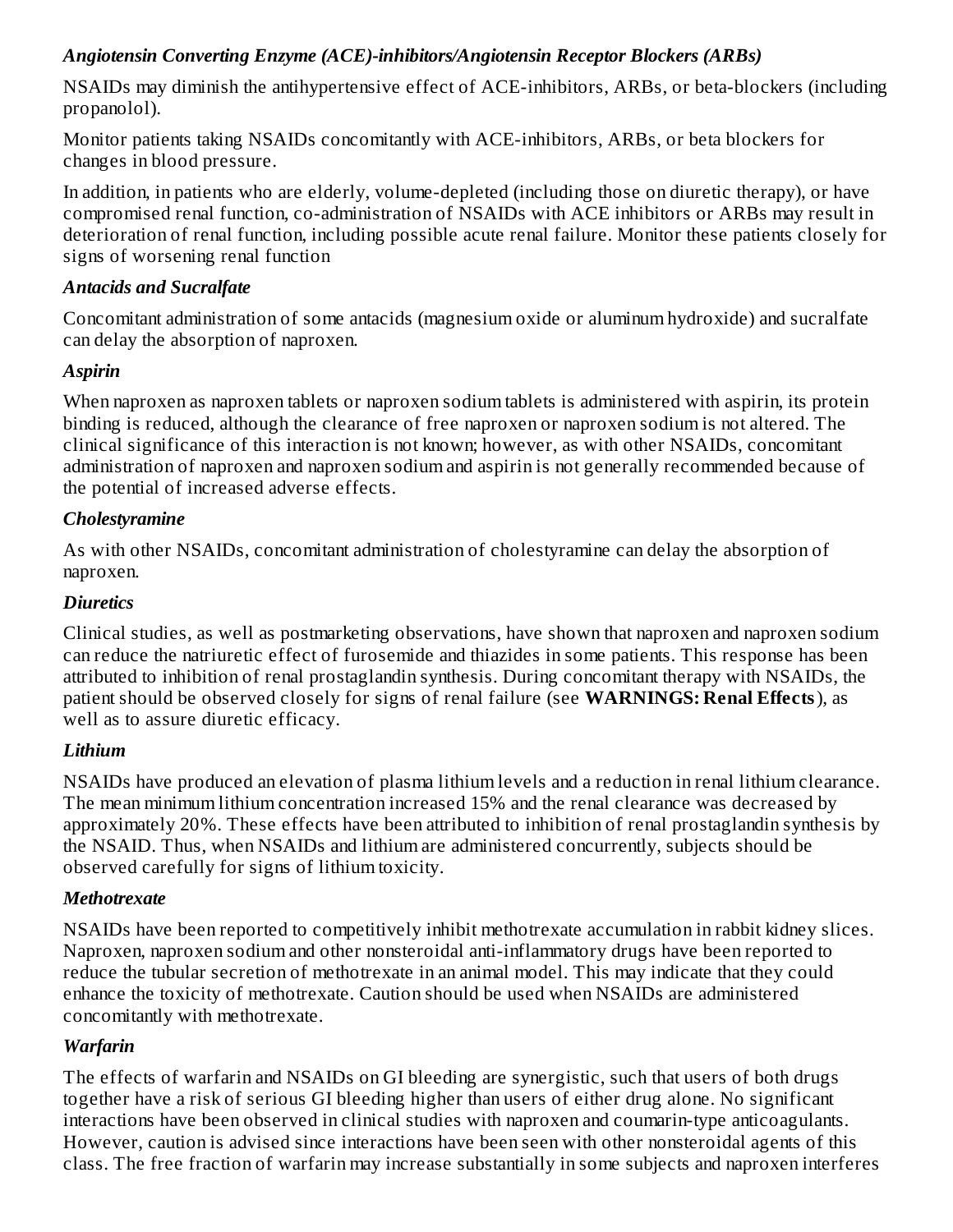### *Angiotensin Converting Enzyme (ACE)-inhibitors/Angiotensin Receptor Blockers (ARBs)*

NSAIDs may diminish the antihypertensive effect of ACE-inhibitors, ARBs, or beta-blockers (including propanolol).

Monitor patients taking NSAIDs concomitantly with ACE-inhibitors, ARBs, or beta blockers for changes in blood pressure.

In addition, in patients who are elderly, volume-depleted (including those on diuretic therapy), or have compromised renal function, co-administration of NSAIDs with ACE inhibitors or ARBs may result in deterioration of renal function, including possible acute renal failure. Monitor these patients closely for signs of worsening renal function

### *Antacids and Sucralfate*

Concomitant administration of some antacids (magnesium oxide or aluminum hydroxide) and sucralfate can delay the absorption of naproxen.

### *Aspirin*

When naproxen as naproxen tablets or naproxen sodium tablets is administered with aspirin, its protein binding is reduced, although the clearance of free naproxen or naproxen sodium is not altered. The clinical significance of this interaction is not known; however, as with other NSAIDs, concomitant administration of naproxen and naproxen sodium and aspirin is not generally recommended because of the potential of increased adverse effects.

### *Cholestyramine*

As with other NSAIDs, concomitant administration of cholestyramine can delay the absorption of naproxen.

### *Diuretics*

Clinical studies, as well as postmarketing observations, have shown that naproxen and naproxen sodium can reduce the natriuretic effect of furosemide and thiazides in some patients. This response has been attributed to inhibition of renal prostaglandin synthesis. During concomitant therapy with NSAIDs, the patient should be observed closely for signs of renal failure (see **WARNINGS: Renal Effects**), as well as to assure diuretic efficacy.

### *Lithium*

NSAIDs have produced an elevation of plasma lithium levels and a reduction in renal lithium clearance. The mean minimum lithium concentration increased 15% and the renal clearance was decreased by approximately 20%. These effects have been attributed to inhibition of renal prostaglandin synthesis by the NSAID. Thus, when NSAIDs and lithium are administered concurrently, subjects should be observed carefully for signs of lithium toxicity.

### *Methotrexate*

NSAIDs have been reported to competitively inhibit methotrexate accumulation in rabbit kidney slices. Naproxen, naproxen sodium and other nonsteroidal anti-inflammatory drugs have been reported to reduce the tubular secretion of methotrexate in an animal model. This may indicate that they could enhance the toxicity of methotrexate. Caution should be used when NSAIDs are administered concomitantly with methotrexate.

### *Warfarin*

The effects of warfarin and NSAIDs on GI bleeding are synergistic, such that users of both drugs together have a risk of serious GI bleeding higher than users of either drug alone. No significant interactions have been observed in clinical studies with naproxen and coumarin-type anticoagulants. However, caution is advised since interactions have been seen with other nonsteroidal agents of this class. The free fraction of warfarin may increase substantially in some subjects and naproxen interferes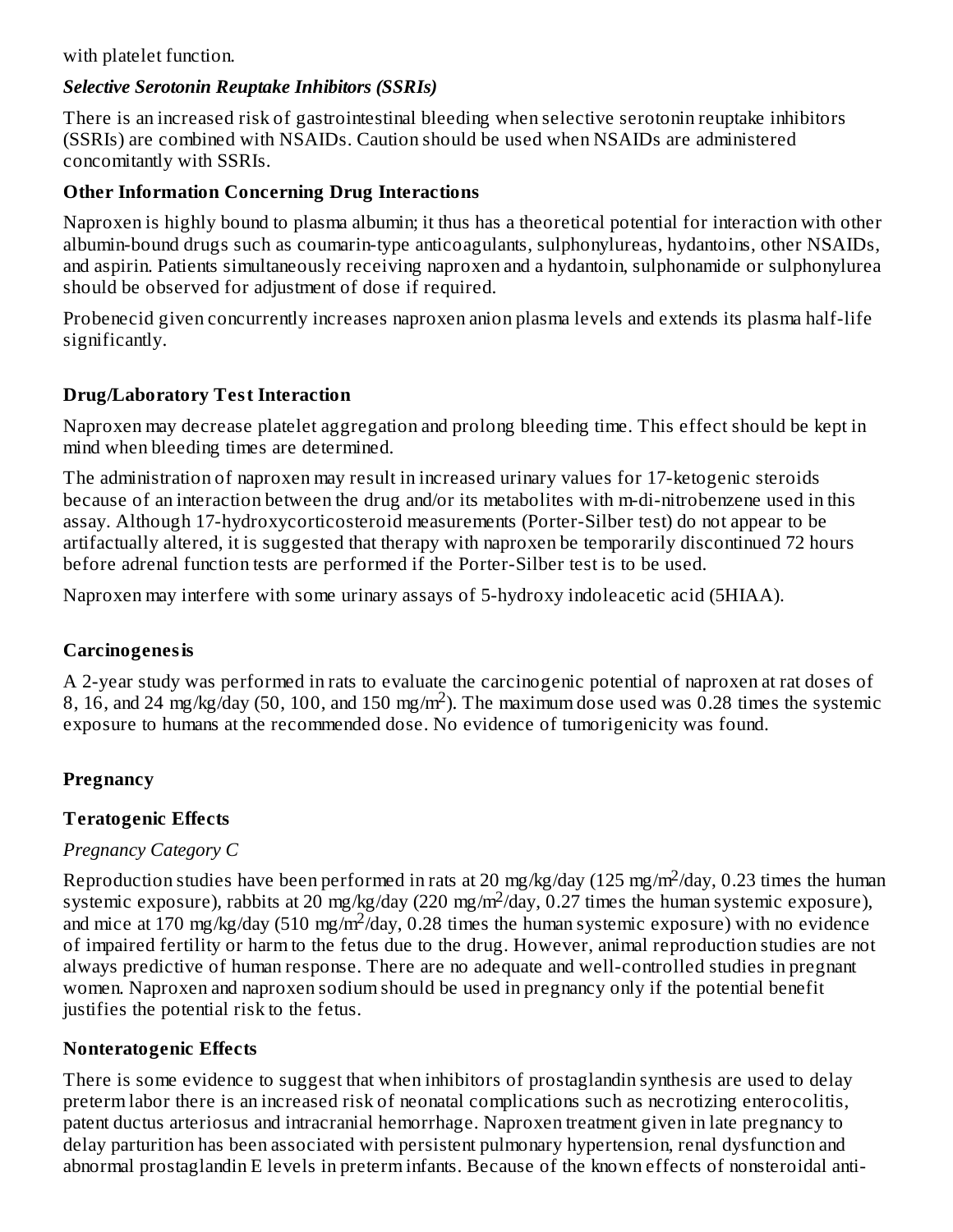with platelet function.

***Selective Serotonin Reuptake Inhibitors (SSRIs)***

There is an increased risk of gastrointestinal bleeding when selective serotonin reuptake inhibitors (SSRIs) are combined with NSAIDs. Caution should be used when NSAIDs are administered concomitantly with SSRIs.

**Other Information Concerning Drug Interactions**

Naproxen is highly bound to plasma albumin; it thus has a theoretical potential for interaction with other albumin-bound drugs such as coumarin-type anticoagulants, sulphonylureas, hydantoins, other NSAIDs, and aspirin. Patients simultaneously receiving naproxen and a hydantoin, sulphonamide or sulphonylurea should be observed for adjustment of dose if required.

Probenecid given concurrently increases naproxen anion plasma levels and extends its plasma half-life significantly.

**Drug/Laboratory Test Interaction**

Naproxen may decrease platelet aggregation and prolong bleeding time. This effect should be kept in mind when bleeding times are determined.

The administration of naproxen may result in increased urinary values for 17-ketogenic steroids because of an interaction between the drug and/or its metabolites with m-di-nitrobenzene used in this assay. Although 17-hydroxycorticosteroid measurements (Porter-Silber test) do not appear to be artifactually altered, it is suggested that therapy with naproxen be temporarily discontinued 72 hours before adrenal function tests are performed if the Porter-Silber test is to be used.

Naproxen may interfere with some urinary assays of 5-hydroxy indoleacetic acid (5HIAA).

**Carcinogenesis**

A 2-year study was performed in rats to evaluate the carcinogenic potential of naproxen at rat doses of 8, 16, and 24 mg/kg/day (50, 100, and 150 mg/$m^2$). The maximum dose used was 0.28 times the systemic exposure to humans at the recommended dose. No evidence of tumorigenicity was found.

**Pregnancy**

**Teratogenic Effects**

*Pregnancy Category C*

Reproduction studies have been performed in rats at 20 mg/kg/day (125 mg/$m^2$/day, 0.23 times the human systemic exposure), rabbits at 20 mg/kg/day (220 mg/$m^2$/day, 0.27 times the human systemic exposure), and mice at 170 mg/kg/day (510 mg/$m^2$/day, 0.28 times the human systemic exposure) with no evidence of impaired fertility or harm to the fetus due to the drug. However, animal reproduction studies are not always predictive of human response. There are no adequate and well-controlled studies in pregnant women. Naproxen and naproxen sodium should be used in pregnancy only if the potential benefit justifies the potential risk to the fetus.

**Nonteratogenic Effects**

There is some evidence to suggest that when inhibitors of prostaglandin synthesis are used to delay preterm labor there is an increased risk of neonatal complications such as necrotizing enterocolitis, patent ductus arteriosus and intracranial hemorrhage. Naproxen treatment given in late pregnancy to delay parturition has been associated with persistent pulmonary hypertension, renal dysfunction and abnormal prostaglandin E levels in preterm infants. Because of the known effects of nonsteroidal anti-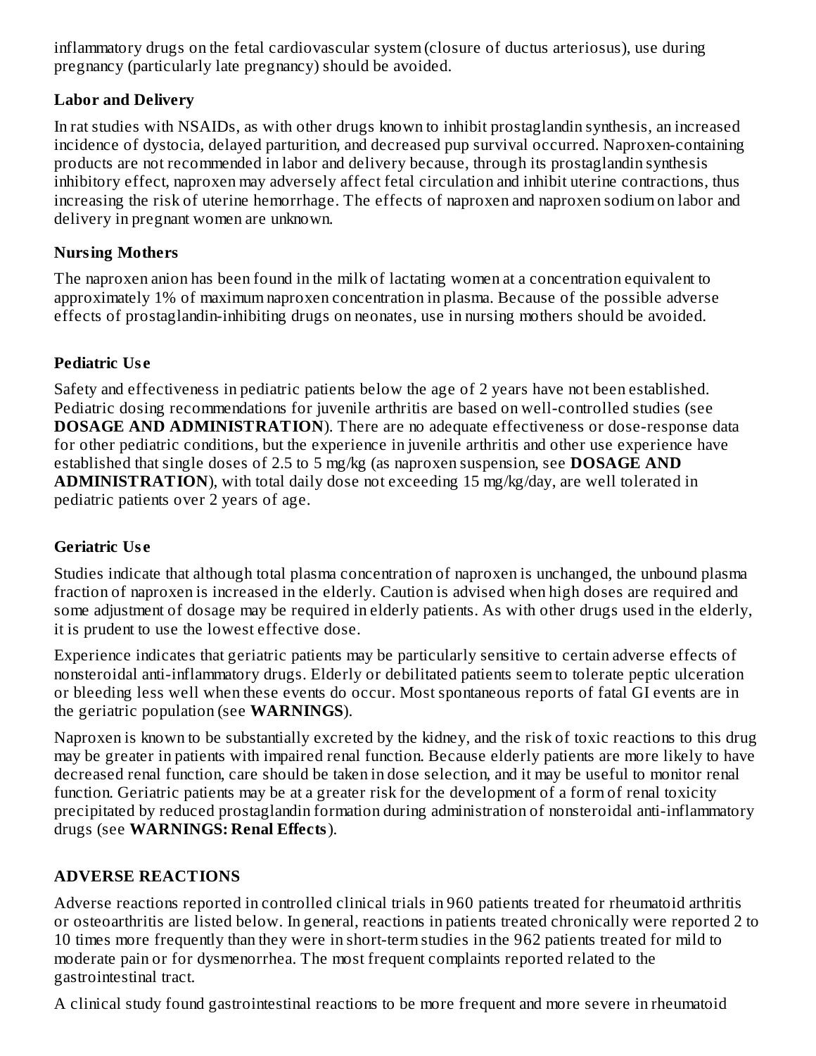inflammatory drugs on the fetal cardiovascular system (closure of ductus arteriosus), use during pregnancy (particularly late pregnancy) should be avoided.

### Labor and Delivery

In rat studies with NSAIDs, as with other drugs known to inhibit prostaglandin synthesis, an increased incidence of dystocia, delayed parturition, and decreased pup survival occurred. Naproxen-containing products are not recommended in labor and delivery because, through its prostaglandin synthesis inhibitory effect, naproxen may adversely affect fetal circulation and inhibit uterine contractions, thus increasing the risk of uterine hemorrhage. The effects of naproxen and naproxen sodium on labor and delivery in pregnant women are unknown.

### Nursing Mothers

The naproxen anion has been found in the milk of lactating women at a concentration equivalent to approximately 1% of maximum naproxen concentration in plasma. Because of the possible adverse effects of prostaglandin-inhibiting drugs on neonates, use in nursing mothers should be avoided.

### Pediatric Use

Safety and effectiveness in pediatric patients below the age of 2 years have not been established. Pediatric dosing recommendations for juvenile arthritis are based on well-controlled studies (see **DOSAGE AND ADMINISTRATION**). There are no adequate effectiveness or dose-response data for other pediatric conditions, but the experience in juvenile arthritis and other use experience have established that single doses of 2.5 to 5 mg/kg (as naproxen suspension, see **DOSAGE AND ADMINISTRATION**), with total daily dose not exceeding 15 mg/kg/day, are well tolerated in pediatric patients over 2 years of age.

### Geriatric Use

Studies indicate that although total plasma concentration of naproxen is unchanged, the unbound plasma fraction of naproxen is increased in the elderly. Caution is advised when high doses are required and some adjustment of dosage may be required in elderly patients. As with other drugs used in the elderly, it is prudent to use the lowest effective dose.

Experience indicates that geriatric patients may be particularly sensitive to certain adverse effects of nonsteroidal anti-inflammatory drugs. Elderly or debilitated patients seem to tolerate peptic ulceration or bleeding less well when these events do occur. Most spontaneous reports of fatal GI events are in the geriatric population (see **WARNINGS**).

Naproxen is known to be substantially excreted by the kidney, and the risk of toxic reactions to this drug may be greater in patients with impaired renal function. Because elderly patients are more likely to have decreased renal function, care should be taken in dose selection, and it may be useful to monitor renal function. Geriatric patients may be at a greater risk for the development of a form of renal toxicity precipitated by reduced prostaglandin formation during administration of nonsteroidal anti-inflammatory drugs (see **WARNINGS: Renal Effects**).

## ADVERSE REACTIONS

Adverse reactions reported in controlled clinical trials in 960 patients treated for rheumatoid arthritis or osteoarthritis are listed below. In general, reactions in patients treated chronically were reported 2 to 10 times more frequently than they were in short-term studies in the 962 patients treated for mild to moderate pain or for dysmenorrhea. The most frequent complaints reported related to the gastrointestinal tract.

A clinical study found gastrointestinal reactions to be more frequent and more severe in rheumatoid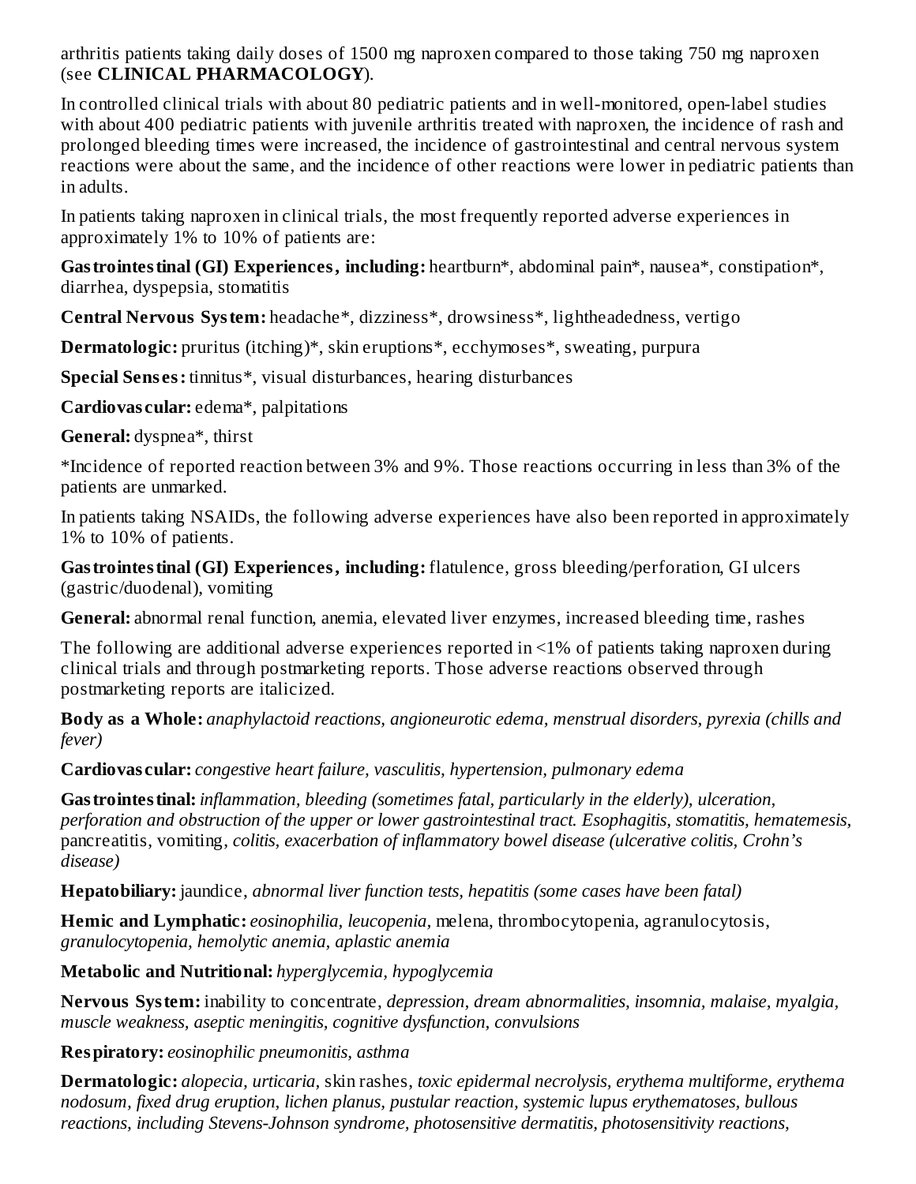arthritis patients taking daily doses of 1500 mg naproxen compared to those taking 750 mg naproxen (see **CLINICAL PHARMACOLOGY**).

In controlled clinical trials with about 80 pediatric patients and in well-monitored, open-label studies with about 400 pediatric patients with juvenile arthritis treated with naproxen, the incidence of rash and prolonged bleeding times were increased, the incidence of gastrointestinal and central nervous system reactions were about the same, and the incidence of other reactions were lower in pediatric patients than in adults.

In patients taking naproxen in clinical trials, the most frequently reported adverse experiences in approximately 1% to 10% of patients are:

**Gastrointestinal (GI) Experiences, including:** heartburn*, abdominal pain*, nausea*, constipation*, diarrhea, dyspepsia, stomatitis

**Central Nervous System:** headache*, dizziness*, drowsiness*, lightheadedness, vertigo

**Dermatologic:** pruritus (itching)*, skin eruptions*, ecchymoses*, sweating, purpura

**Special Senses:** tinnitus*, visual disturbances, hearing disturbances

**Cardiovascular:** edema*, palpitations

**General:** dyspnea*, thirst

*Incidence of reported reaction between 3% and 9%. Those reactions occurring in less than 3% of the patients are unmarked.

In patients taking NSAIDs, the following adverse experiences have also been reported in approximately 1% to 10% of patients.

**Gastrointestinal (GI) Experiences, including:** flatulence, gross bleeding/perforation, GI ulcers (gastric/duodenal), vomiting

**General:** abnormal renal function, anemia, elevated liver enzymes, increased bleeding time, rashes

The following are additional adverse experiences reported in <1% of patients taking naproxen during clinical trials and through postmarketing reports. Those adverse reactions observed through postmarketing reports are italicized.

**Body as a Whole:** *anaphylactoid reactions, angioneurotic edema, menstrual disorders, pyrexia (chills and fever)*

**Cardiovascular:** *congestive heart failure, vasculitis, hypertension, pulmonary edema*

**Gastrointestinal:** *inflammation, bleeding (sometimes fatal, particularly in the elderly), ulceration, perforation and obstruction of the upper or lower gastrointestinal tract. Esophagitis, stomatitis, hematemesis,* pancreatitis, vomiting, *colitis, exacerbation of inflammatory bowel disease (ulcerative colitis, Crohn's disease)*

**Hepatobiliary:** jaundice, *abnormal liver function tests, hepatitis (some cases have been fatal)*

**Hemic and Lymphatic:** *eosinophilia, leucopenia,* melena, thrombocytopenia, agranulocytosis, *granulocytopenia, hemolytic anemia, aplastic anemia*

**Metabolic and Nutritional:** *hyperglycemia, hypoglycemia*

**Nervous System:** inability to concentrate, *depression, dream abnormalities, insomnia, malaise, myalgia, muscle weakness, aseptic meningitis, cognitive dysfunction, convulsions*

**Respiratory:** *eosinophilic pneumonitis, asthma*

**Dermatologic:** *alopecia, urticaria,* skin rashes, *toxic epidermal necrolysis, erythema multiforme, erythema nodosum, fixed drug eruption, lichen planus, pustular reaction, systemic lupus erythematoses, bullous reactions, including Stevens-Johnson syndrome, photosensitive dermatitis, photosensitivity reactions,*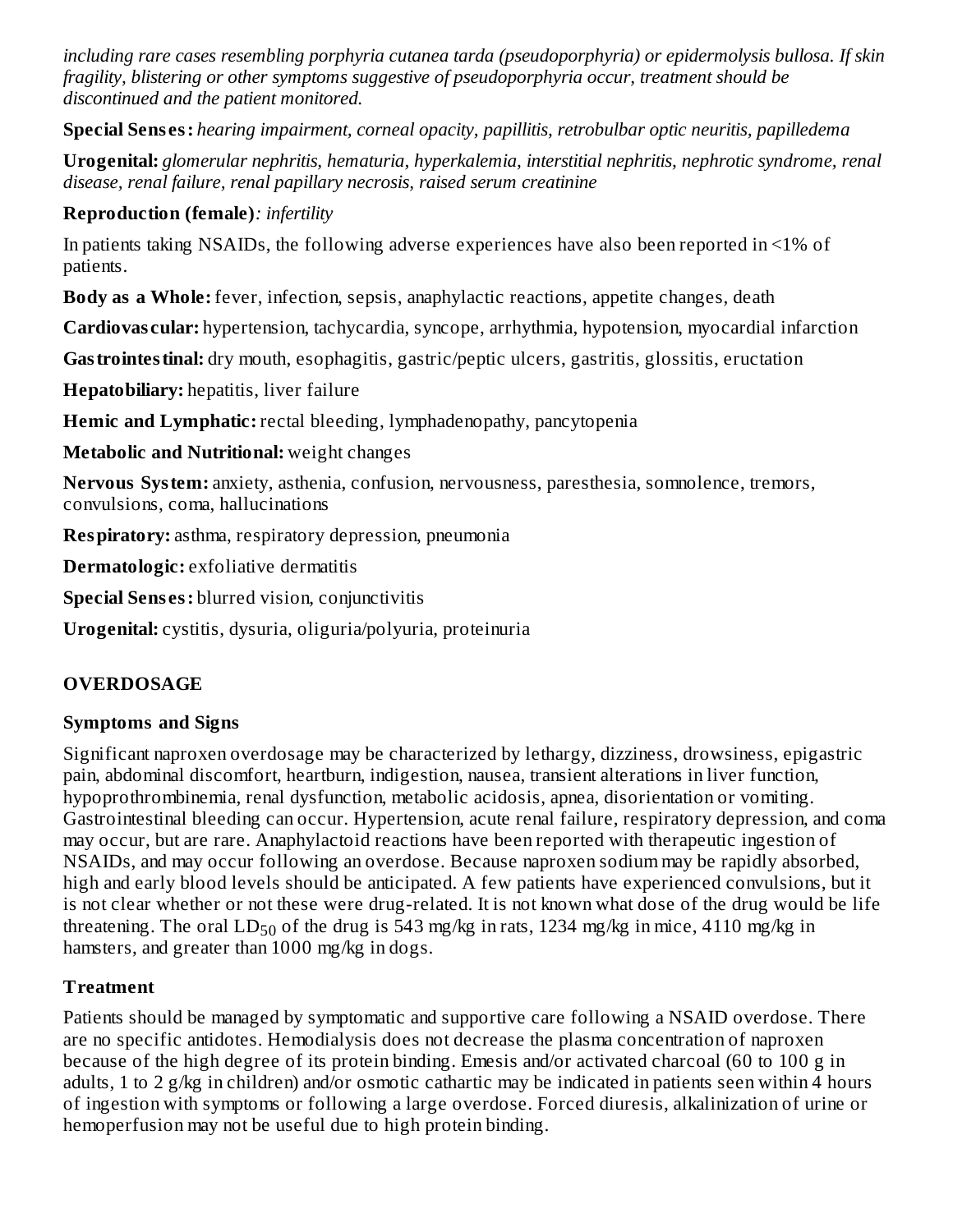*including rare cases resembling porphyria cutanea tarda (pseudoporphyria) or epidermolysis bullosa. If skin fragility, blistering or other symptoms suggestive of pseudoporphyria occur, treatment should be discontinued and the patient monitored.*

**Special Senses:** *hearing impairment, corneal opacity, papillitis, retrobulbar optic neuritis, papilledema*

**Urogenital:** *glomerular nephritis, hematuria, hyperkalemia, interstitial nephritis, nephrotic syndrome, renal disease, renal failure, renal papillary necrosis, raised serum creatinine*

**Reproduction (female)***: infertility*

In patients taking NSAIDs, the following adverse experiences have also been reported in <1% of patients.

**Body as a Whole:** fever, infection, sepsis, anaphylactic reactions, appetite changes, death

**Cardiovascular:** hypertension, tachycardia, syncope, arrhythmia, hypotension, myocardial infarction

**Gastrointestinal:** dry mouth, esophagitis, gastric/peptic ulcers, gastritis, glossitis, eructation

**Hepatobiliary:** hepatitis, liver failure

**Hemic and Lymphatic:** rectal bleeding, lymphadenopathy, pancytopenia

**Metabolic and Nutritional:** weight changes

**Nervous System:** anxiety, asthenia, confusion, nervousness, paresthesia, somnolence, tremors, convulsions, coma, hallucinations

**Respiratory:** asthma, respiratory depression, pneumonia

**Dermatologic:** exfoliative dermatitis

**Special Senses:** blurred vision, conjunctivitis

**Urogenital:** cystitis, dysuria, oliguria/polyuria, proteinuria

## OVERDOSAGE

### Symptoms and Signs

Significant naproxen overdosage may be characterized by lethargy, dizziness, drowsiness, epigastric pain, abdominal discomfort, heartburn, indigestion, nausea, transient alterations in liver function, hypoprothrombinemia, renal dysfunction, metabolic acidosis, apnea, disorientation or vomiting. Gastrointestinal bleeding can occur. Hypertension, acute renal failure, respiratory depression, and coma may occur, but are rare. Anaphylactoid reactions have been reported with therapeutic ingestion of NSAIDs, and may occur following an overdose. Because naproxen sodium may be rapidly absorbed, high and early blood levels should be anticipated. A few patients have experienced convulsions, but it is not clear whether or not these were drug-related. It is not known what dose of the drug would be life threatening. The oral $LD_{50}$ of the drug is 543 mg/kg in rats, 1234 mg/kg in mice, 4110 mg/kg in hamsters, and greater than 1000 mg/kg in dogs.

### Treatment

Patients should be managed by symptomatic and supportive care following a NSAID overdose. There are no specific antidotes. Hemodialysis does not decrease the plasma concentration of naproxen because of the high degree of its protein binding. Emesis and/or activated charcoal (60 to 100 g in adults, 1 to 2 g/kg in children) and/or osmotic cathartic may be indicated in patients seen within 4 hours of ingestion with symptoms or following a large overdose. Forced diuresis, alkalinization of urine or hemoperfusion may not be useful due to high protein binding.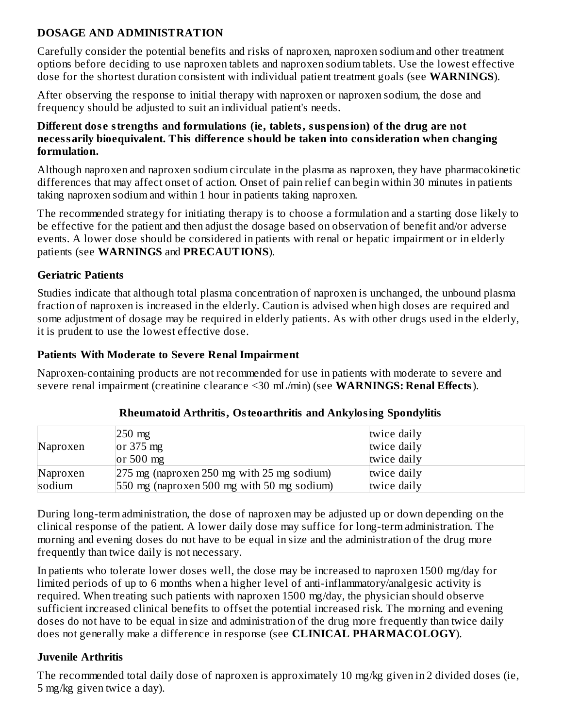## DOSAGE AND ADMINISTRATION

Carefully consider the potential benefits and risks of naproxen, naproxen sodium and other treatment options before deciding to use naproxen tablets and naproxen sodium tablets. Use the lowest effective dose for the shortest duration consistent with individual patient treatment goals (see **WARNINGS**).

After observing the response to initial therapy with naproxen or naproxen sodium, the dose and frequency should be adjusted to suit an individual patient's needs.

**Different dose strengths and formulations (ie, tablets, suspension) of the drug are not necessarily bioequivalent. This difference should be taken into consideration when changing formulation.**

Although naproxen and naproxen sodium circulate in the plasma as naproxen, they have pharmacokinetic differences that may affect onset of action. Onset of pain relief can begin within 30 minutes in patients taking naproxen sodium and within 1 hour in patients taking naproxen.

The recommended strategy for initiating therapy is to choose a formulation and a starting dose likely to be effective for the patient and then adjust the dosage based on observation of benefit and/or adverse events. A lower dose should be considered in patients with renal or hepatic impairment or in elderly patients (see **WARNINGS** and **PRECAUTIONS**).

### Geriatric Patients

Studies indicate that although total plasma concentration of naproxen is unchanged, the unbound plasma fraction of naproxen is increased in the elderly. Caution is advised when high doses are required and some adjustment of dosage may be required in elderly patients. As with other drugs used in the elderly, it is prudent to use the lowest effective dose.

### Patients With Moderate to Severe Renal Impairment

Naproxen-containing products are not recommended for use in patients with moderate to severe and severe renal impairment (creatinine clearance <30 mL/min) (see **WARNINGS: Renal Effects**).

**Rheumatoid Arthritis, Osteoarthritis and Ankylosing Spondylitis**

| | | |
|---|---|---|
| Naproxen | 250 mg<br>or 375 mg<br>or 500 mg | twice daily<br>twice daily<br>twice daily |
| Naproxen sodium | 275 mg (naproxen 250 mg with 25 mg sodium)<br>550 mg (naproxen 500 mg with 50 mg sodium) | twice daily<br>twice daily |

During long-term administration, the dose of naproxen may be adjusted up or down depending on the clinical response of the patient. A lower daily dose may suffice for long-term administration. The morning and evening doses do not have to be equal in size and the administration of the drug more frequently than twice daily is not necessary.

In patients who tolerate lower doses well, the dose may be increased to naproxen 1500 mg/day for limited periods of up to 6 months when a higher level of anti-inflammatory/analgesic activity is required. When treating such patients with naproxen 1500 mg/day, the physician should observe sufficient increased clinical benefits to offset the potential increased risk. The morning and evening doses do not have to be equal in size and administration of the drug more frequently than twice daily does not generally make a difference in response (see **CLINICAL PHARMACOLOGY**).

### Juvenile Arthritis

The recommended total daily dose of naproxen is approximately 10 mg/kg given in 2 divided doses (ie, 5 mg/kg given twice a day).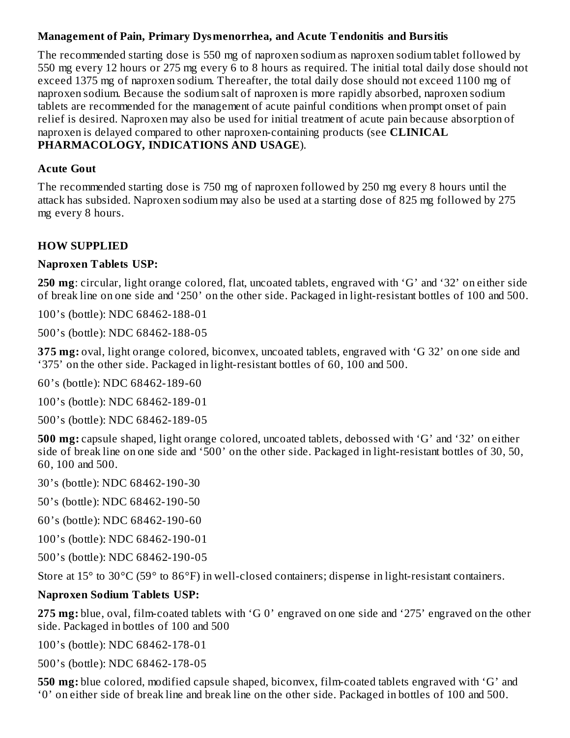**Management of Pain, Primary Dysmenorrhea, and Acute Tendonitis and Bursitis**

The recommended starting dose is 550 mg of naproxen sodium as naproxen sodium tablet followed by 550 mg every 12 hours or 275 mg every 6 to 8 hours as required. The initial total daily dose should not exceed 1375 mg of naproxen sodium. Thereafter, the total daily dose should not exceed 1100 mg of naproxen sodium. Because the sodium salt of naproxen is more rapidly absorbed, naproxen sodium tablets are recommended for the management of acute painful conditions when prompt onset of pain relief is desired. Naproxen may also be used for initial treatment of acute pain because absorption of naproxen is delayed compared to other naproxen-containing products (see **CLINICAL PHARMACOLOGY, INDICATIONS AND USAGE**).

**Acute Gout**

The recommended starting dose is 750 mg of naproxen followed by 250 mg every 8 hours until the attack has subsided. Naproxen sodium may also be used at a starting dose of 825 mg followed by 275 mg every 8 hours.

## HOW SUPPLIED

**Naproxen Tablets USP:**

**250 mg**: circular, light orange colored, flat, uncoated tablets, engraved with ‘G’ and ‘32’ on either side of break line on one side and ‘250’ on the other side. Packaged in light-resistant bottles of 100 and 500.

100’s (bottle): NDC 68462-188-01

500’s (bottle): NDC 68462-188-05

**375 mg:** oval, light orange colored, biconvex, uncoated tablets, engraved with ‘G 32’ on one side and ‘375’ on the other side. Packaged in light-resistant bottles of 60, 100 and 500.

60’s (bottle): NDC 68462-189-60

100’s (bottle): NDC 68462-189-01

500’s (bottle): NDC 68462-189-05

**500 mg:** capsule shaped, light orange colored, uncoated tablets, debossed with ‘G’ and ‘32’ on either side of break line on one side and ‘500’ on the other side. Packaged in light-resistant bottles of 30, 50, 60, 100 and 500.

30’s (bottle): NDC 68462-190-30

50’s (bottle): NDC 68462-190-50

60’s (bottle): NDC 68462-190-60

100’s (bottle): NDC 68462-190-01

500’s (bottle): NDC 68462-190-05

Store at 15° to 30°C (59° to 86°F) in well-closed containers; dispense in light-resistant containers.

**Naproxen Sodium Tablets USP:**

**275 mg:** blue, oval, film-coated tablets with ‘G 0’ engraved on one side and ‘275’ engraved on the other side. Packaged in bottles of 100 and 500

100’s (bottle): NDC 68462-178-01

500’s (bottle): NDC 68462-178-05

**550 mg:** blue colored, modified capsule shaped, biconvex, film-coated tablets engraved with ‘G’ and ‘0’ on either side of break line and break line on the other side. Packaged in bottles of 100 and 500.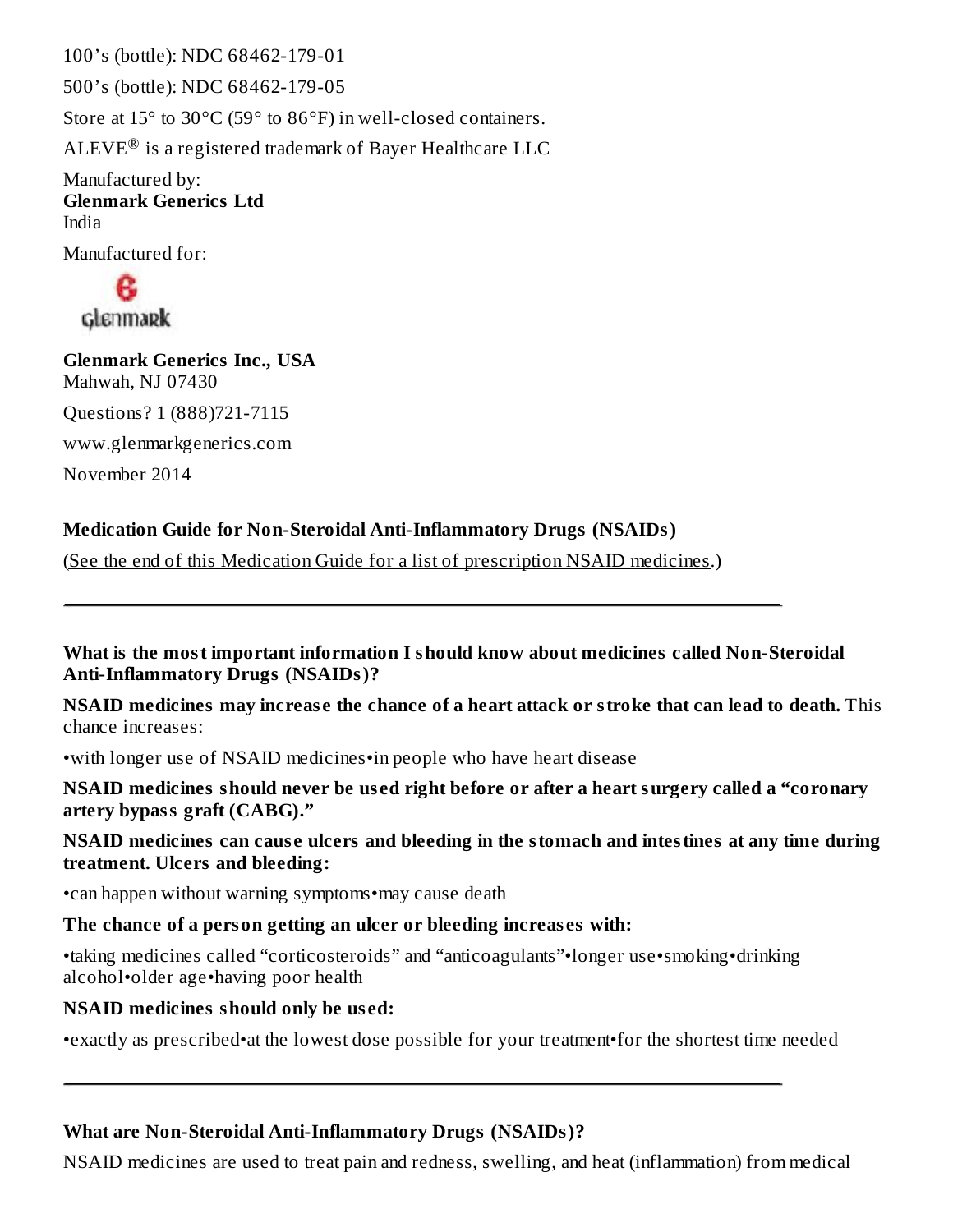100’s (bottle): NDC 68462-179-01

500’s (bottle): NDC 68462-179-05

Store at 15° to 30°C (59° to 86°F) in well-closed containers.

ALEVE® is a registered trademark of Bayer Healthcare LLC

Manufactured by:
**Glenmark Generics Ltd**
India

Manufactured for:

**Glenmark Generics Inc., USA**
Mahwah, NJ 07430

Questions? 1 (888)721-7115

www.glenmarkgenerics.com

November 2014

**Medication Guide for Non-Steroidal Anti-Inflammatory Drugs (NSAIDs)**

(See the end of this Medication Guide for a list of prescription NSAID medicines.)

---

**What is the most important information I should know about medicines called Non-Steroidal Anti-Inflammatory Drugs (NSAIDs)?**

**NSAID medicines may increase the chance of a heart attack or stroke that can lead to death.** This chance increases:

- with longer use of NSAID medicines
- in people who have heart disease

**NSAID medicines should never be used right before or after a heart surgery called a “coronary artery bypass graft (CABG).”**

**NSAID medicines can cause ulcers and bleeding in the stomach and intestines at any time during treatment. Ulcers and bleeding:**

- can happen without warning symptoms
- may cause death

**The chance of a person getting an ulcer or bleeding increases with:**

- taking medicines called “corticosteroids” and “anticoagulants”
- longer use
- smoking
- drinking alcohol
- older age
- having poor health

**NSAID medicines should only be used:**

- exactly as prescribed
- at the lowest dose possible for your treatment
- for the shortest time needed

---

**What are Non-Steroidal Anti-Inflammatory Drugs (NSAIDs)?**

NSAID medicines are used to treat pain and redness, swelling, and heat (inflammation) from medical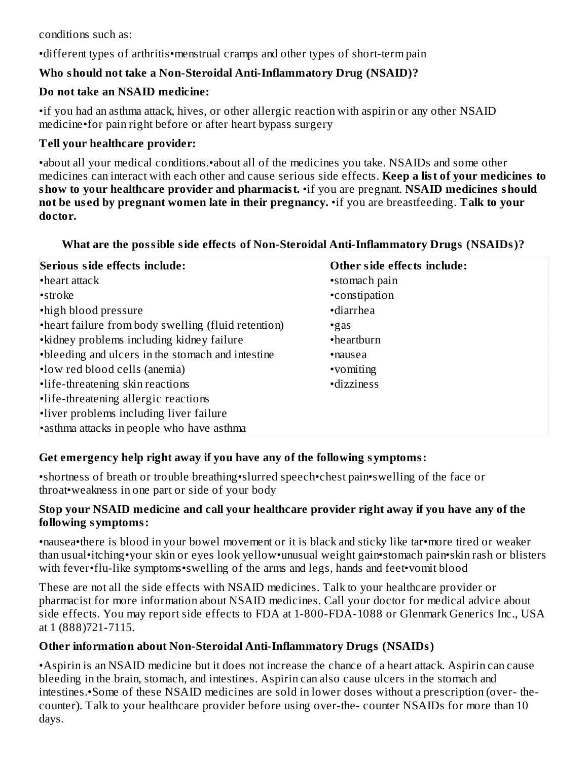conditions such as:

- different types of arthritis
- menstrual cramps and other types of short-term pain

**Who should not take a Non-Steroidal Anti-Inflammatory Drug (NSAID)?**

**Do not take an NSAID medicine:**

- if you had an asthma attack, hives, or other allergic reaction with aspirin or any other NSAID medicine
- for pain right before or after heart bypass surgery

**Tell your healthcare provider:**

- about all your medical conditions.
- about all of the medicines you take. NSAIDs and some other medicines can interact with each other and cause serious side effects. **Keep a list of your medicines to show to your healthcare provider and pharmacist.**
- if you are pregnant. **NSAID medicines should not be used by pregnant women late in their pregnancy.**
- if you are breastfeeding. **Talk to your doctor.**

**What are the possible side effects of Non-Steroidal Anti-Inflammatory Drugs (NSAIDs)?**

| Serious side effects include: | Other side effects include: |
|---|---|
| •heart attack | •stomach pain |
| •stroke | •constipation |
| •high blood pressure | •diarrhea |
| •heart failure from body swelling (fluid retention) | •gas |
| •kidney problems including kidney failure | •heartburn |
| •bleeding and ulcers in the stomach and intestine | •nausea |
| •low red blood cells (anemia) | •vomiting |
| •life-threatening skin reactions | •dizziness |
| •life-threatening allergic reactions | |
| •liver problems including liver failure | |
| •asthma attacks in people who have asthma | |

**Get emergency help right away if you have any of the following symptoms:**

- shortness of breath or trouble breathing
- slurred speech
- chest pain
- swelling of the face or throat
- weakness in one part or side of your body

**Stop your NSAID medicine and call your healthcare provider right away if you have any of the following symptoms:**

- nausea
- there is blood in your bowel movement or it is black and sticky like tar
- more tired or weaker than usual
- itching
- your skin or eyes look yellow
- unusual weight gain
- stomach pain
- skin rash or blisters with fever
- flu-like symptoms
- swelling of the arms and legs, hands and feet
- vomit blood

These are not all the side effects with NSAID medicines. Talk to your healthcare provider or pharmacist for more information about NSAID medicines. Call your doctor for medical advice about side effects. You may report side effects to FDA at 1-800-FDA-1088 or Glenmark Generics Inc., USA at 1 (888)721-7115.

**Other information about Non-Steroidal Anti-Inflammatory Drugs (NSAIDs)**

- Aspirin is an NSAID medicine but it does not increase the chance of a heart attack. Aspirin can cause bleeding in the brain, stomach, and intestines. Aspirin can also cause ulcers in the stomach and intestines.
- Some of these NSAID medicines are sold in lower doses without a prescription (over- the-counter). Talk to your healthcare provider before using over-the- counter NSAIDs for more than 10 days.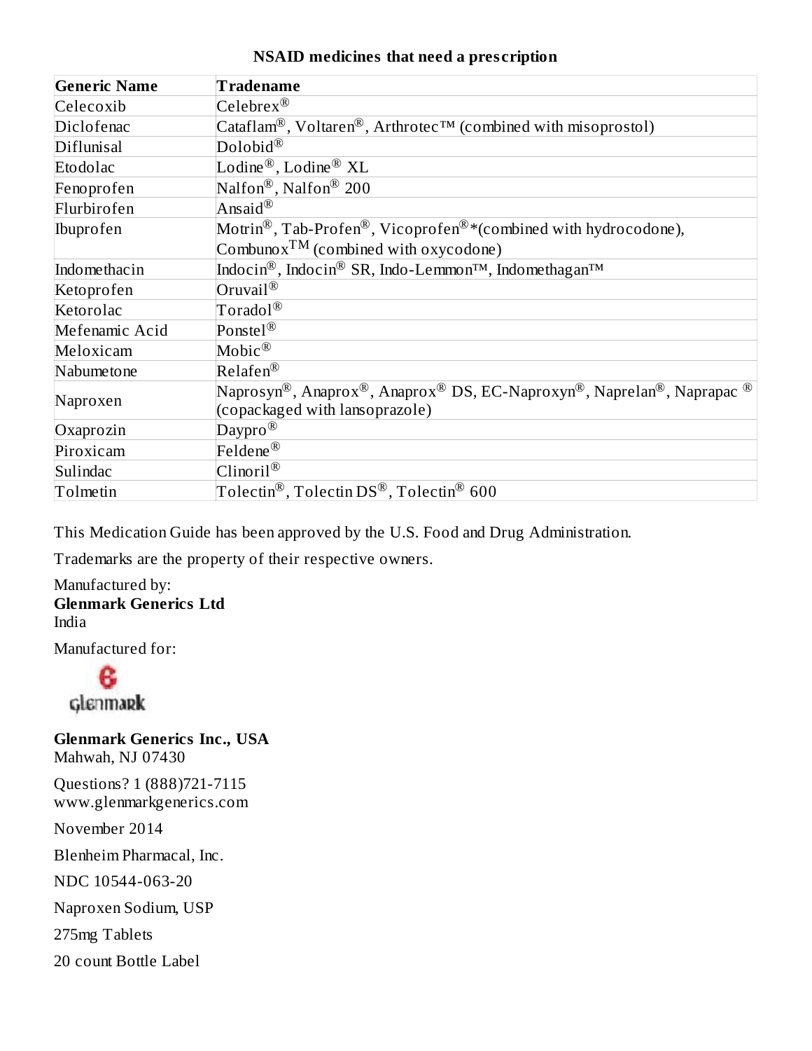**NSAID medicines that need a prescription**

| Generic Name | Tradename |
| --- | --- |
| Celecoxib | Celebrex® |
| Diclofenac | Cataflam®, Voltaren®, Arthrotec™ (combined with misoprostol) |
| Diflunisal | Dolobid® |
| Etodolac | Lodine®, Lodine® XL |
| Fenoprofen | Nalfon®, Nalfon® 200 |
| Flurbirofen | Ansaid® |
| Ibuprofen | Motrin®, Tab-Profen®, Vicoprofen®*(combined with hydrocodone), Combunox™ (combined with oxycodone) |
| Indomethacin | Indocin®, Indocin® SR, Indo-Lemmon™, Indomethagan™ |
| Ketoprofen | Oruvail® |
| Ketorolac | Toradol® |
| Mefenamic Acid | Ponstel® |
| Meloxicam | Mobic® |
| Nabumetone | Relafen® |
| Naproxen | Naprosyn®, Anaprox®, Anaprox® DS, EC-Naproxyn®, Naprelan®, Naprapac ® (copackaged with lansoprazole) |
| Oxaprozin | Daypro® |
| Piroxicam | Feldene® |
| Sulindac | Clinoril® |
| Tolmetin | Tolectin®, Tolectin DS®, Tolectin® 600 |

This Medication Guide has been approved by the U.S. Food and Drug Administration.

Trademarks are the property of their respective owners.

Manufactured by:
**Glenmark Generics Ltd**
India

Manufactured for:

**Glenmark Generics Inc., USA**
Mahwah, NJ 07430

Questions? 1 (888)721-7115
www.glenmarkgenerics.com

November 2014

Blenheim Pharmacal, Inc.

NDC 10544-063-20

Naproxen Sodium, USP

275mg Tablets

20 count Bottle Label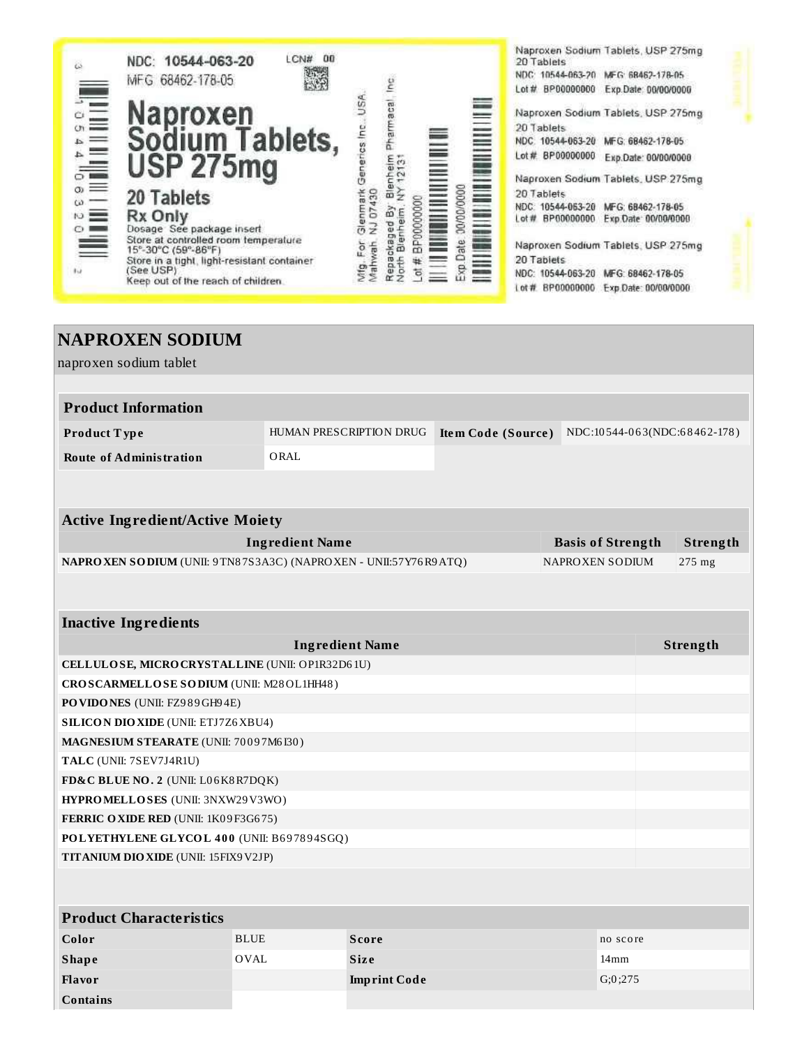NDC: 10544-063-20 LCN# 00

MFG 68462-178-05

# Naproxen Sodium Tablets, USP 275mg

20 Tablets

Rx Only

Dosage: See package insert

Store at controlled room temperature 15°-30°C (59°-86°F)

Store in a tight, light-resistant container (See USP)

Keep out of the reach of children.

Mfg. For: Glenmark Generics Inc., USA. Mahwah, NJ 07430

Repackaged By: Blenheim Pharmacal, Inc. North Blenheim, NY 12131

Lot #: BP00000000

Exp. Date: 00/00/0000

Naproxen Sodium Tablets, USP 275mg
20 Tablets
NDC: 10544-063-20 MFG: 68462-178-05
Lot #: BP00000000 Exp Date: 00/00/0000

Naproxen Sodium Tablets, USP 275mg
20 Tablets
NDC: 10544-063-20 MFG: 68462-178-05
Lot #: BP00000000 Exp Date: 00/00/0000

Naproxen Sodium Tablets, USP 275mg
20 Tablets
NDC: 10544-063-20 MFG: 68462-178-05
Lot #: BP00000000 Exp Date: 00/00/0000

Naproxen Sodium Tablets, USP 275mg
20 Tablets
NDC: 10544-063-20 MFG: 68462-178-05
Lot #: BP00000000 Exp Date: 00/00/0000

# NAPROXEN SODIUM

naproxen sodium tablet

| Product Information | | | |
|---|---|---|---|
| **Product Type** | HUMAN PRESCRIPTION DRUG | **Item Code (Source)** | NDC:10544-063(NDC:68462-178) |
| **Route of Administration** | ORAL | | |

| Active Ingredient/Active Moiety | | |
|---|---|---|
| **Ingredient Name** | **Basis of Strength** | **Strength** |
| **NAPROXEN SODIUM** (UNII: 9TN87S3A3C) (NAPROXEN - UNII:57Y76R9ATQ) | NAPROXEN SODIUM | 275 mg |

| Inactive Ingredients | |
|---|---|
| **Ingredient Name** | **Strength** |
| **CELLULOSE, MICROCRYSTALLINE** (UNII: OP1R32D61U) | |
| **CROSCARMELLOSE SODIUM** (UNII: M28OL1HH48) | |
| **POVIDONES** (UNII: FZ989GH94E) | |
| **SILICON DIOXIDE** (UNII: ETJ7Z6XBU4) | |
| **MAGNESIUM STEARATE** (UNII: 70097M6I30) | |
| **TALC** (UNII: 7SEV7J4R1U) | |
| **FD&C BLUE NO. 2** (UNII: L06K8R7DQK) | |
| **HYPROMELLOSES** (UNII: 3NXW29V3WO) | |
| **FERRIC OXIDE RED** (UNII: 1K09F3G675) | |
| **POLYETHYLENE GLYCOL 400** (UNII: B697894SGQ) | |
| **TITANIUM DIOXIDE** (UNII: 15FIX9V2JP) | |

| Product Characteristics | | | |
|---|---|---|---|
| **Color** | BLUE | **Score** | no score |
| **Shape** | OVAL | **Size** | 14mm |
| **Flavor** | | **Imprint Code** | G;0;275 |
| **Contains** | | | |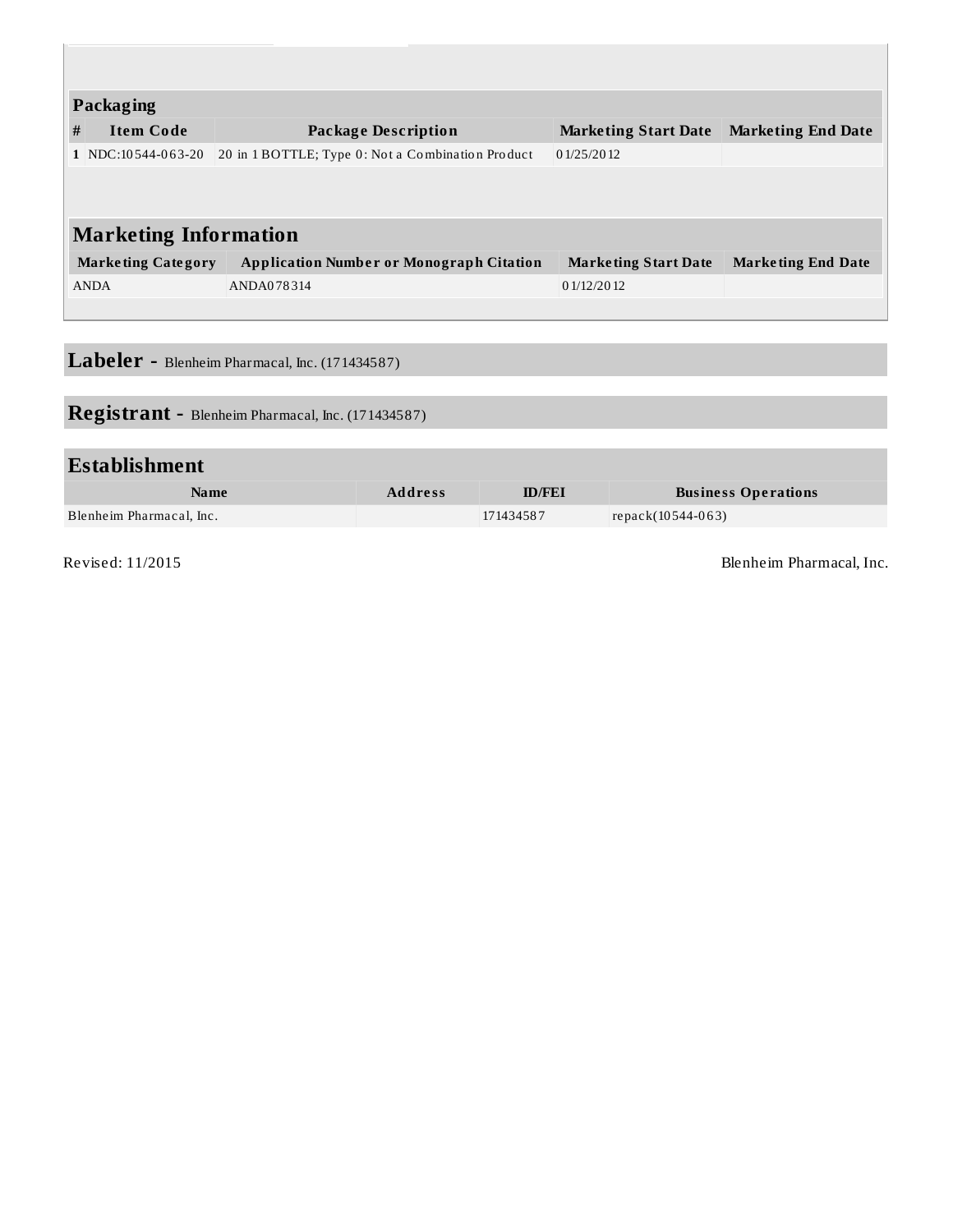### Packaging

| # | Item Code | Package Description | Marketing Start Date | Marketing End Date |
|---|---|---|---|---|
| 1 | NDC:10544-063-20 | 20 in 1 BOTTLE; Type 0: Not a Combination Product | 01/25/2012 | |

### Marketing Information

| Marketing Category | Application Number or Monograph Citation | Marketing Start Date | Marketing End Date |
|---|---|---|---|
| ANDA | ANDA078314 | 01/12/2012 | |

## Labeler - Blenheim Pharmacal, Inc. (171434587)

## Registrant - Blenheim Pharmacal, Inc. (171434587)

## Establishment

| Name | Address | ID/FEI | Business Operations |
|---|---|---|---|
| Blenheim Pharmacal, Inc. | | 171434587 | repack(10544-063) |

Revised: 11/2015

Blenheim Pharmacal, Inc.